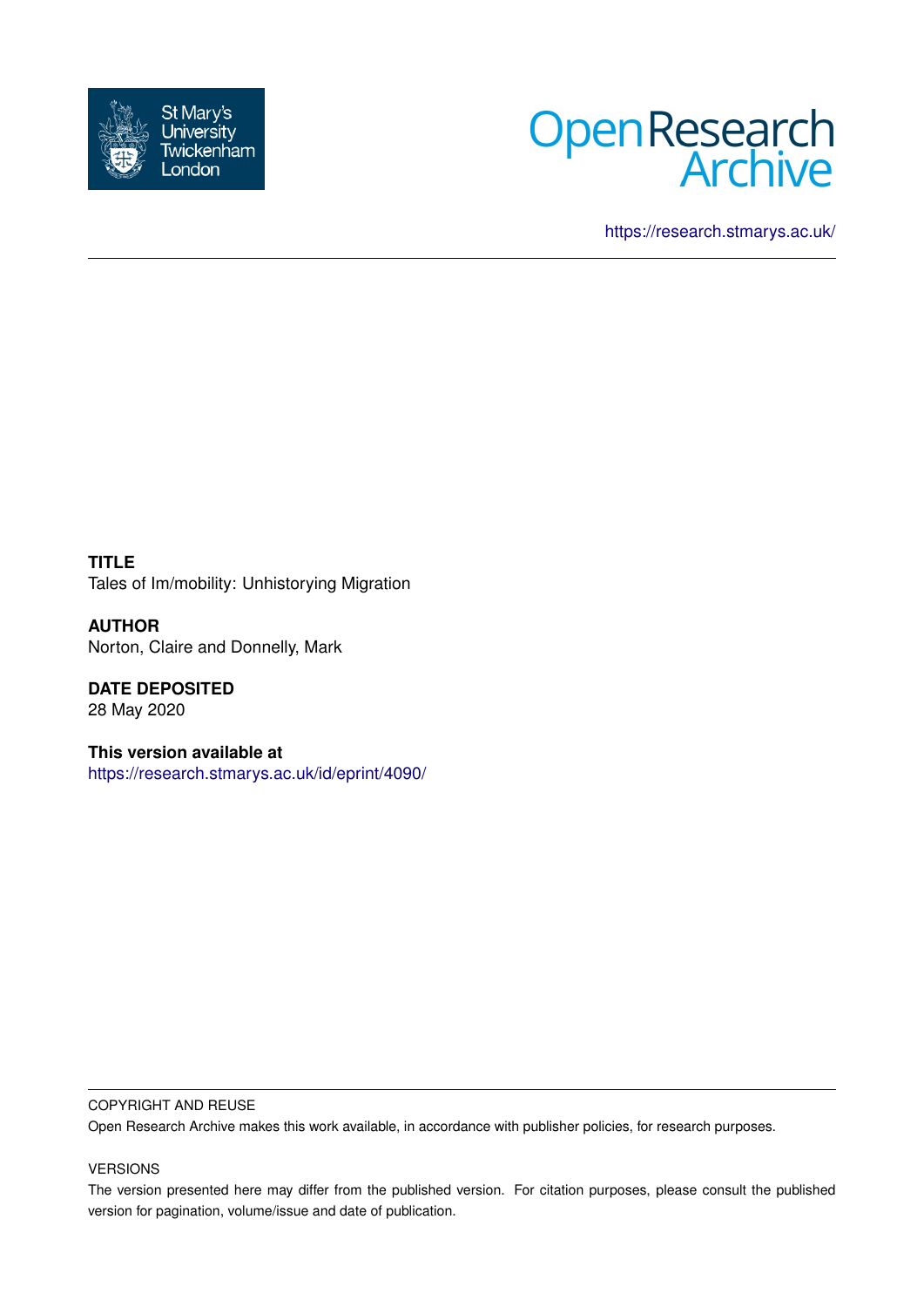St Mary's University Twickenham London

Open Research Archive

https://research.stmarys.ac.uk/

**TITLE**
Tales of Im/mobility: Unhistorying Migration

**AUTHOR**
Norton, Claire and Donnelly, Mark

**DATE DEPOSITED**
28 May 2020

**This version available at**
https://research.stmarys.ac.uk/id/eprint/4090/

COPYRIGHT AND REUSE

Open Research Archive makes this work available, in accordance with publisher policies, for research purposes.

VERSIONS

The version presented here may differ from the published version. For citation purposes, please consult the published version for pagination, volume/issue and date of publication.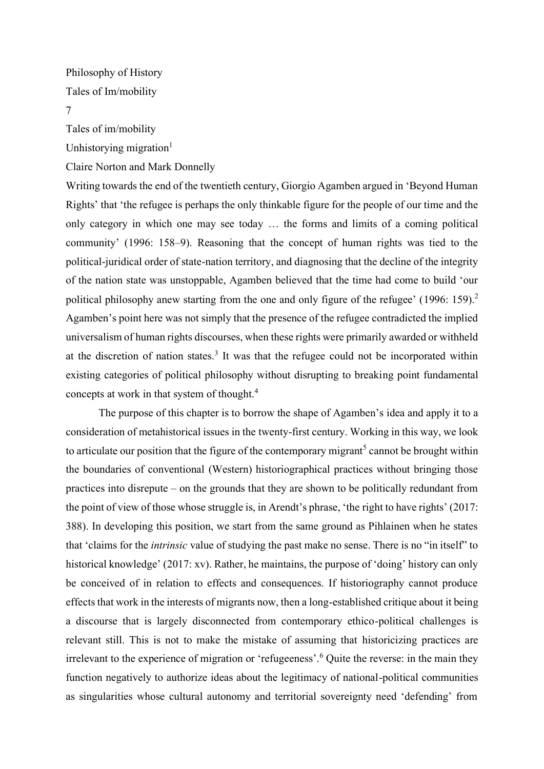Philosophy of History

Tales of Im/mobility

7

# Tales of im/mobility

## Unhistorying migration[1]

Claire Norton and Mark Donnelly

Writing towards the end of the twentieth century, Giorgio Agamben argued in 'Beyond Human Rights' that 'the refugee is perhaps the only thinkable figure for the people of our time and the only category in which one may see today … the forms and limits of a coming political community' (1996: 158–9). Reasoning that the concept of human rights was tied to the political-juridical order of state-nation territory, and diagnosing that the decline of the integrity of the nation state was unstoppable, Agamben believed that the time had come to build 'our political philosophy anew starting from the one and only figure of the refugee' (1996: 159).[2] Agamben's point here was not simply that the presence of the refugee contradicted the implied universalism of human rights discourses, when these rights were primarily awarded or withheld at the discretion of nation states.[3] It was that the refugee could not be incorporated within existing categories of political philosophy without disrupting to breaking point fundamental concepts at work in that system of thought.[4]

The purpose of this chapter is to borrow the shape of Agamben's idea and apply it to a consideration of metahistorical issues in the twenty-first century. Working in this way, we look to articulate our position that the figure of the contemporary migrant[5] cannot be brought within the boundaries of conventional (Western) historiographical practices without bringing those practices into disrepute – on the grounds that they are shown to be politically redundant from the point of view of those whose struggle is, in Arendt's phrase, 'the right to have rights' (2017: 388). In developing this position, we start from the same ground as Pihlainen when he states that 'claims for the *intrinsic* value of studying the past make no sense. There is no "in itself" to historical knowledge' (2017: xv). Rather, he maintains, the purpose of 'doing' history can only be conceived of in relation to effects and consequences. If historiography cannot produce effects that work in the interests of migrants now, then a long-established critique about it being a discourse that is largely disconnected from contemporary ethico-political challenges is relevant still. This is not to make the mistake of assuming that historicizing practices are irrelevant to the experience of migration or 'refugeeness'.[6] Quite the reverse: in the main they function negatively to authorize ideas about the legitimacy of national-political communities as singularities whose cultural autonomy and territorial sovereignty need 'defending' from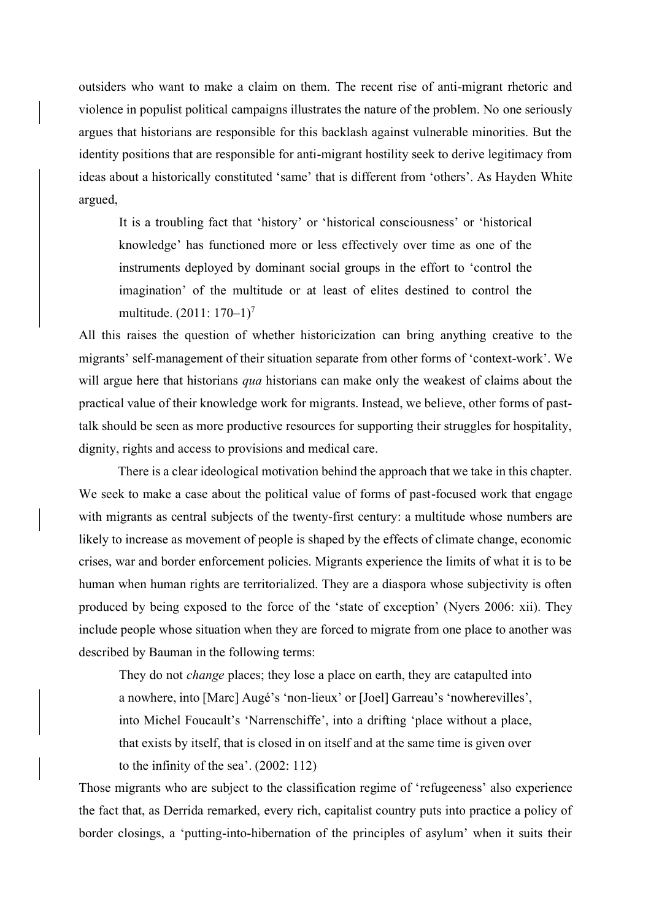outsiders who want to make a claim on them. The recent rise of anti-migrant rhetoric and violence in populist political campaigns illustrates the nature of the problem. No one seriously argues that historians are responsible for this backlash against vulnerable minorities. But the identity positions that are responsible for anti-migrant hostility seek to derive legitimacy from ideas about a historically constituted 'same' that is different from 'others'. As Hayden White argued,

> It is a troubling fact that 'history' or 'historical consciousness' or 'historical knowledge' has functioned more or less effectively over time as one of the instruments deployed by dominant social groups in the effort to 'control the imagination' of the multitude or at least of elites destined to control the multitude. (2011: 170–1)[7]

All this raises the question of whether historicization can bring anything creative to the migrants' self-management of their situation separate from other forms of 'context-work'. We will argue here that historians *qua* historians can make only the weakest of claims about the practical value of their knowledge work for migrants. Instead, we believe, other forms of past-talk should be seen as more productive resources for supporting their struggles for hospitality, dignity, rights and access to provisions and medical care.

There is a clear ideological motivation behind the approach that we take in this chapter. We seek to make a case about the political value of forms of past-focused work that engage with migrants as central subjects of the twenty-first century: a multitude whose numbers are likely to increase as movement of people is shaped by the effects of climate change, economic crises, war and border enforcement policies. Migrants experience the limits of what it is to be human when human rights are territorialized. They are a diaspora whose subjectivity is often produced by being exposed to the force of the 'state of exception' (Nyers 2006: xii). They include people whose situation when they are forced to migrate from one place to another was described by Bauman in the following terms:

> They do not *change* places; they lose a place on earth, they are catapulted into a nowhere, into [Marc] Augé's 'non-lieux' or [Joel] Garreau's 'nowherevilles', into Michel Foucault's 'Narrenschiffe', into a drifting 'place without a place, that exists by itself, that is closed in on itself and at the same time is given over to the infinity of the sea'. (2002: 112)

Those migrants who are subject to the classification regime of 'refugeeness' also experience the fact that, as Derrida remarked, every rich, capitalist country puts into practice a policy of border closings, a 'putting-into-hibernation of the principles of asylum' when it suits their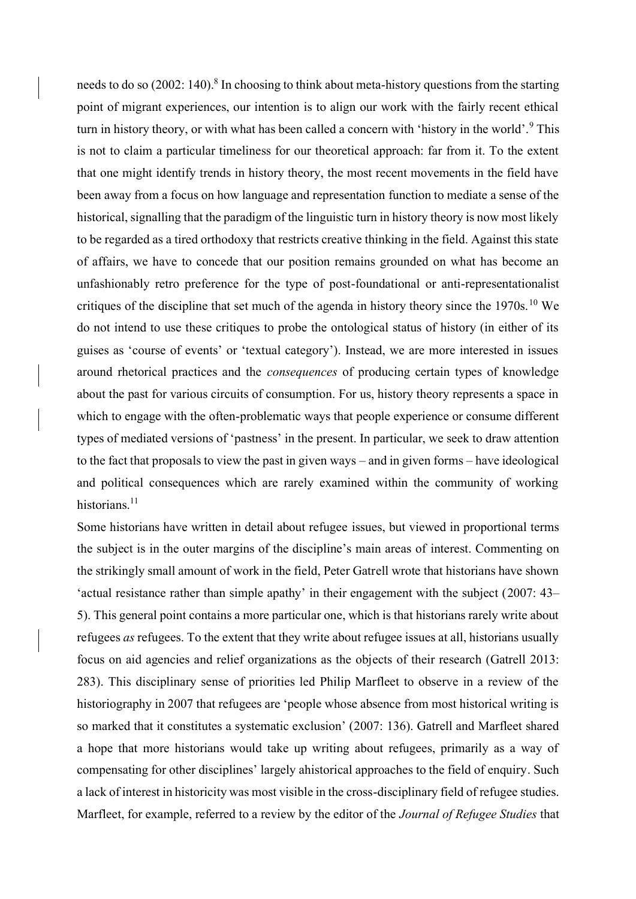needs to do so (2002: 140).[8] In choosing to think about meta-history questions from the starting point of migrant experiences, our intention is to align our work with the fairly recent ethical turn in history theory, or with what has been called a concern with 'history in the world'.[9] This is not to claim a particular timeliness for our theoretical approach: far from it. To the extent that one might identify trends in history theory, the most recent movements in the field have been away from a focus on how language and representation function to mediate a sense of the historical, signalling that the paradigm of the linguistic turn in history theory is now most likely to be regarded as a tired orthodoxy that restricts creative thinking in the field. Against this state of affairs, we have to concede that our position remains grounded on what has become an unfashionably retro preference for the type of post-foundational or anti-representationalist critiques of the discipline that set much of the agenda in history theory since the 1970s.[10] We do not intend to use these critiques to probe the ontological status of history (in either of its guises as 'course of events' or 'textual category'). Instead, we are more interested in issues around rhetorical practices and the *consequences* of producing certain types of knowledge about the past for various circuits of consumption. For us, history theory represents a space in which to engage with the often-problematic ways that people experience or consume different types of mediated versions of 'pastness' in the present. In particular, we seek to draw attention to the fact that proposals to view the past in given ways – and in given forms – have ideological and political consequences which are rarely examined within the community of working historians.[11]

Some historians have written in detail about refugee issues, but viewed in proportional terms the subject is in the outer margins of the discipline's main areas of interest. Commenting on the strikingly small amount of work in the field, Peter Gatrell wrote that historians have shown 'actual resistance rather than simple apathy' in their engagement with the subject (2007: 43–5). This general point contains a more particular one, which is that historians rarely write about refugees *as* refugees. To the extent that they write about refugee issues at all, historians usually focus on aid agencies and relief organizations as the objects of their research (Gatrell 2013: 283). This disciplinary sense of priorities led Philip Marfleet to observe in a review of the historiography in 2007 that refugees are 'people whose absence from most historical writing is so marked that it constitutes a systematic exclusion' (2007: 136). Gatrell and Marfleet shared a hope that more historians would take up writing about refugees, primarily as a way of compensating for other disciplines' largely ahistorical approaches to the field of enquiry. Such a lack of interest in historicity was most visible in the cross-disciplinary field of refugee studies. Marfleet, for example, referred to a review by the editor of the *Journal of Refugee Studies* that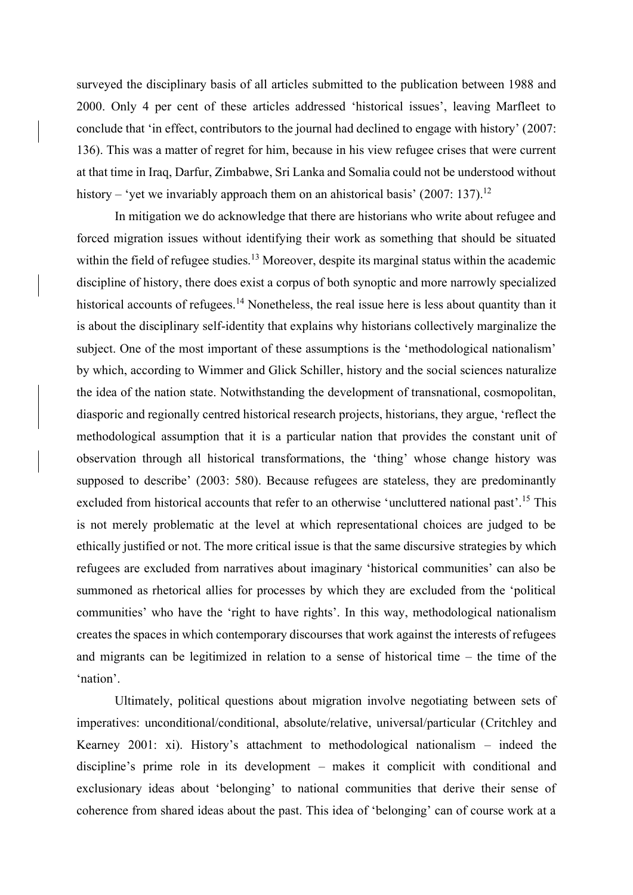surveyed the disciplinary basis of all articles submitted to the publication between 1988 and 2000. Only 4 per cent of these articles addressed 'historical issues', leaving Marfleet to conclude that 'in effect, contributors to the journal had declined to engage with history' (2007: 136). This was a matter of regret for him, because in his view refugee crises that were current at that time in Iraq, Darfur, Zimbabwe, Sri Lanka and Somalia could not be understood without history – 'yet we invariably approach them on an ahistorical basis' (2007: 137).[12]

In mitigation we do acknowledge that there are historians who write about refugee and forced migration issues without identifying their work as something that should be situated within the field of refugee studies.[13] Moreover, despite its marginal status within the academic discipline of history, there does exist a corpus of both synoptic and more narrowly specialized historical accounts of refugees.[14] Nonetheless, the real issue here is less about quantity than it is about the disciplinary self-identity that explains why historians collectively marginalize the subject. One of the most important of these assumptions is the 'methodological nationalism' by which, according to Wimmer and Glick Schiller, history and the social sciences naturalize the idea of the nation state. Notwithstanding the development of transnational, cosmopolitan, diasporic and regionally centred historical research projects, historians, they argue, 'reflect the methodological assumption that it is a particular nation that provides the constant unit of observation through all historical transformations, the 'thing' whose change history was supposed to describe' (2003: 580). Because refugees are stateless, they are predominantly excluded from historical accounts that refer to an otherwise 'uncluttered national past'.[15] This is not merely problematic at the level at which representational choices are judged to be ethically justified or not. The more critical issue is that the same discursive strategies by which refugees are excluded from narratives about imaginary 'historical communities' can also be summoned as rhetorical allies for processes by which they are excluded from the 'political communities' who have the 'right to have rights'. In this way, methodological nationalism creates the spaces in which contemporary discourses that work against the interests of refugees and migrants can be legitimized in relation to a sense of historical time – the time of the 'nation'.

Ultimately, political questions about migration involve negotiating between sets of imperatives: unconditional/conditional, absolute/relative, universal/particular (Critchley and Kearney 2001: xi). History's attachment to methodological nationalism – indeed the discipline's prime role in its development – makes it complicit with conditional and exclusionary ideas about 'belonging' to national communities that derive their sense of coherence from shared ideas about the past. This idea of 'belonging' can of course work at a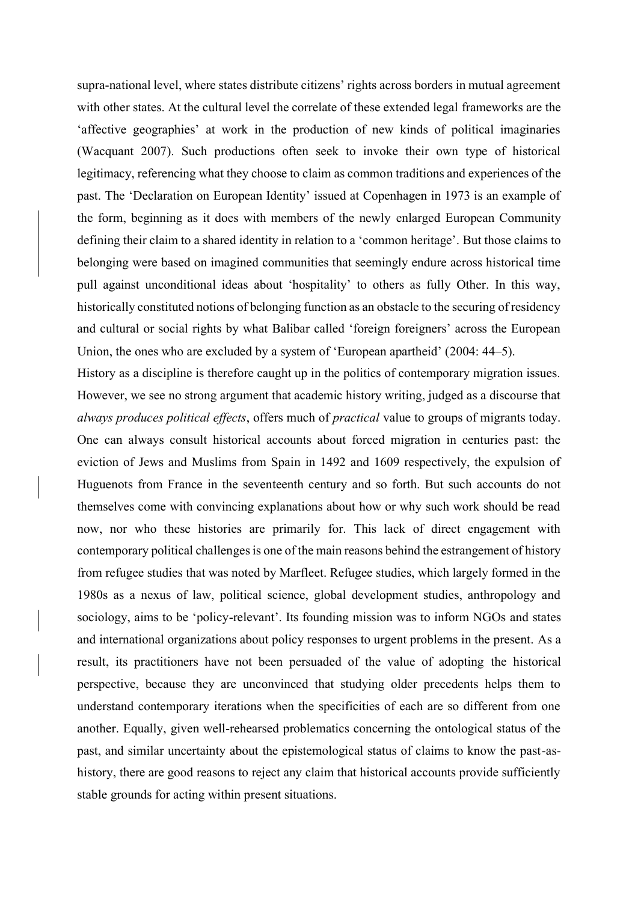supra-national level, where states distribute citizens' rights across borders in mutual agreement with other states. At the cultural level the correlate of these extended legal frameworks are the 'affective geographies' at work in the production of new kinds of political imaginaries (Wacquant 2007). Such productions often seek to invoke their own type of historical legitimacy, referencing what they choose to claim as common traditions and experiences of the past. The 'Declaration on European Identity' issued at Copenhagen in 1973 is an example of the form, beginning as it does with members of the newly enlarged European Community defining their claim to a shared identity in relation to a 'common heritage'. But those claims to belonging were based on imagined communities that seemingly endure across historical time pull against unconditional ideas about 'hospitality' to others as fully Other. In this way, historically constituted notions of belonging function as an obstacle to the securing of residency and cultural or social rights by what Balibar called 'foreign foreigners' across the European Union, the ones who are excluded by a system of 'European apartheid' (2004: 44–5).

History as a discipline is therefore caught up in the politics of contemporary migration issues. However, we see no strong argument that academic history writing, judged as a discourse that *always produces political effects*, offers much of *practical* value to groups of migrants today. One can always consult historical accounts about forced migration in centuries past: the eviction of Jews and Muslims from Spain in 1492 and 1609 respectively, the expulsion of Huguenots from France in the seventeenth century and so forth. But such accounts do not themselves come with convincing explanations about how or why such work should be read now, nor who these histories are primarily for. This lack of direct engagement with contemporary political challenges is one of the main reasons behind the estrangement of history from refugee studies that was noted by Marfleet. Refugee studies, which largely formed in the 1980s as a nexus of law, political science, global development studies, anthropology and sociology, aims to be 'policy-relevant'. Its founding mission was to inform NGOs and states and international organizations about policy responses to urgent problems in the present. As a result, its practitioners have not been persuaded of the value of adopting the historical perspective, because they are unconvinced that studying older precedents helps them to understand contemporary iterations when the specificities of each are so different from one another. Equally, given well-rehearsed problematics concerning the ontological status of the past, and similar uncertainty about the epistemological status of claims to know the past-as-history, there are good reasons to reject any claim that historical accounts provide sufficiently stable grounds for acting within present situations.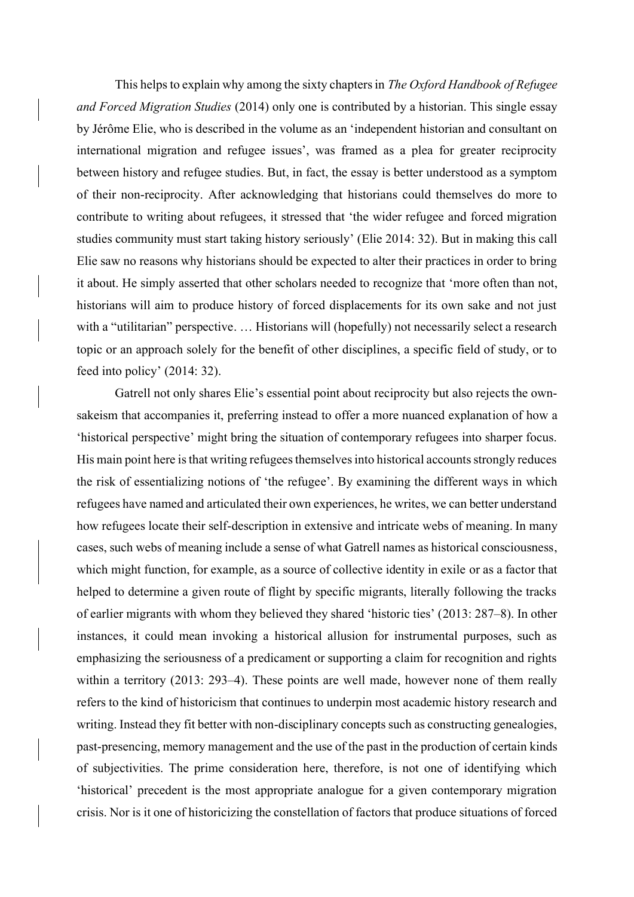This helps to explain why among the sixty chapters in *The Oxford Handbook of Refugee and Forced Migration Studies* (2014) only one is contributed by a historian. This single essay by Jérôme Elie, who is described in the volume as an 'independent historian and consultant on international migration and refugee issues', was framed as a plea for greater reciprocity between history and refugee studies. But, in fact, the essay is better understood as a symptom of their non-reciprocity. After acknowledging that historians could themselves do more to contribute to writing about refugees, it stressed that 'the wider refugee and forced migration studies community must start taking history seriously' (Elie 2014: 32). But in making this call Elie saw no reasons why historians should be expected to alter their practices in order to bring it about. He simply asserted that other scholars needed to recognize that 'more often than not, historians will aim to produce history of forced displacements for its own sake and not just with a "utilitarian" perspective. … Historians will (hopefully) not necessarily select a research topic or an approach solely for the benefit of other disciplines, a specific field of study, or to feed into policy' (2014: 32).

Gatrell not only shares Elie's essential point about reciprocity but also rejects the own-sakeism that accompanies it, preferring instead to offer a more nuanced explanation of how a 'historical perspective' might bring the situation of contemporary refugees into sharper focus. His main point here is that writing refugees themselves into historical accounts strongly reduces the risk of essentializing notions of 'the refugee'. By examining the different ways in which refugees have named and articulated their own experiences, he writes, we can better understand how refugees locate their self-description in extensive and intricate webs of meaning. In many cases, such webs of meaning include a sense of what Gatrell names as historical consciousness, which might function, for example, as a source of collective identity in exile or as a factor that helped to determine a given route of flight by specific migrants, literally following the tracks of earlier migrants with whom they believed they shared 'historic ties' (2013: 287–8). In other instances, it could mean invoking a historical allusion for instrumental purposes, such as emphasizing the seriousness of a predicament or supporting a claim for recognition and rights within a territory (2013: 293–4). These points are well made, however none of them really refers to the kind of historicism that continues to underpin most academic history research and writing. Instead they fit better with non-disciplinary concepts such as constructing genealogies, past-presencing, memory management and the use of the past in the production of certain kinds of subjectivities. The prime consideration here, therefore, is not one of identifying which 'historical' precedent is the most appropriate analogue for a given contemporary migration crisis. Nor is it one of historicizing the constellation of factors that produce situations of forced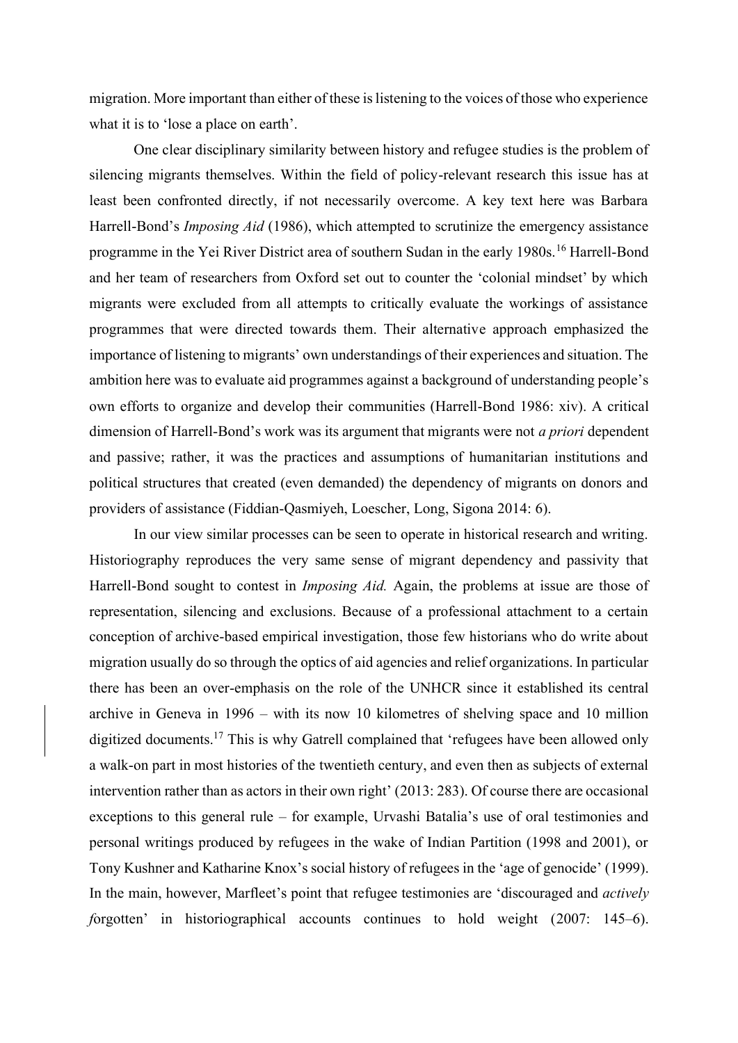migration. More important than either of these is listening to the voices of those who experience what it is to 'lose a place on earth'.

One clear disciplinary similarity between history and refugee studies is the problem of silencing migrants themselves. Within the field of policy-relevant research this issue has at least been confronted directly, if not necessarily overcome. A key text here was Barbara Harrell-Bond's *Imposing Aid* (1986), which attempted to scrutinize the emergency assistance programme in the Yei River District area of southern Sudan in the early 1980s.[16] Harrell-Bond and her team of researchers from Oxford set out to counter the 'colonial mindset' by which migrants were excluded from all attempts to critically evaluate the workings of assistance programmes that were directed towards them. Their alternative approach emphasized the importance of listening to migrants' own understandings of their experiences and situation. The ambition here was to evaluate aid programmes against a background of understanding people's own efforts to organize and develop their communities (Harrell-Bond 1986: xiv). A critical dimension of Harrell-Bond's work was its argument that migrants were not *a priori* dependent and passive; rather, it was the practices and assumptions of humanitarian institutions and political structures that created (even demanded) the dependency of migrants on donors and providers of assistance (Fiddian-Qasmiyeh, Loescher, Long, Sigona 2014: 6).

In our view similar processes can be seen to operate in historical research and writing. Historiography reproduces the very same sense of migrant dependency and passivity that Harrell-Bond sought to contest in *Imposing Aid.* Again, the problems at issue are those of representation, silencing and exclusions. Because of a professional attachment to a certain conception of archive-based empirical investigation, those few historians who do write about migration usually do so through the optics of aid agencies and relief organizations. In particular there has been an over-emphasis on the role of the UNHCR since it established its central archive in Geneva in 1996 – with its now 10 kilometres of shelving space and 10 million digitized documents.[17] This is why Gatrell complained that 'refugees have been allowed only a walk-on part in most histories of the twentieth century, and even then as subjects of external intervention rather than as actors in their own right' (2013: 283). Of course there are occasional exceptions to this general rule – for example, Urvashi Batalia's use of oral testimonies and personal writings produced by refugees in the wake of Indian Partition (1998 and 2001), or Tony Kushner and Katharine Knox's social history of refugees in the 'age of genocide' (1999). In the main, however, Marfleet's point that refugee testimonies are 'discouraged and *actively f*orgotten' in historiographical accounts continues to hold weight (2007: 145–6).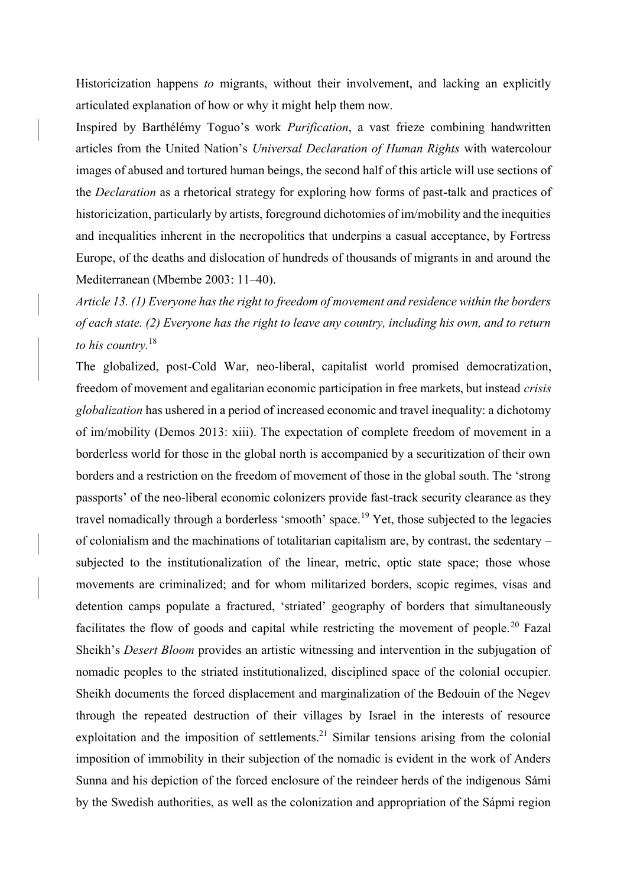Historicization happens *to* migrants, without their involvement, and lacking an explicitly articulated explanation of how or why it might help them now.

Inspired by Barthélémy Toguo's work *Purification*, a vast frieze combining handwritten articles from the United Nation's *Universal Declaration of Human Rights* with watercolour images of abused and tortured human beings, the second half of this article will use sections of the *Declaration* as a rhetorical strategy for exploring how forms of past-talk and practices of historicization, particularly by artists, foreground dichotomies of im/mobility and the inequities and inequalities inherent in the necropolitics that underpins a casual acceptance, by Fortress Europe, of the deaths and dislocation of hundreds of thousands of migrants in and around the Mediterranean (Mbembe 2003: 11–40).

*Article 13. (1) Everyone has the right to freedom of movement and residence within the borders of each state. (2) Everyone has the right to leave any country, including his own, and to return to his country.*[18]

The globalized, post-Cold War, neo-liberal, capitalist world promised democratization, freedom of movement and egalitarian economic participation in free markets, but instead *crisis globalization* has ushered in a period of increased economic and travel inequality: a dichotomy of im/mobility (Demos 2013: xiii). The expectation of complete freedom of movement in a borderless world for those in the global north is accompanied by a securitization of their own borders and a restriction on the freedom of movement of those in the global south. The 'strong passports' of the neo-liberal economic colonizers provide fast-track security clearance as they travel nomadically through a borderless 'smooth' space.[19] Yet, those subjected to the legacies of colonialism and the machinations of totalitarian capitalism are, by contrast, the sedentary – subjected to the institutionalization of the linear, metric, optic state space; those whose movements are criminalized; and for whom militarized borders, scopic regimes, visas and detention camps populate a fractured, 'striated' geography of borders that simultaneously facilitates the flow of goods and capital while restricting the movement of people.[20] Fazal Sheikh's *Desert Bloom* provides an artistic witnessing and intervention in the subjugation of nomadic peoples to the striated institutionalized, disciplined space of the colonial occupier. Sheikh documents the forced displacement and marginalization of the Bedouin of the Negev through the repeated destruction of their villages by Israel in the interests of resource exploitation and the imposition of settlements.[21] Similar tensions arising from the colonial imposition of immobility in their subjection of the nomadic is evident in the work of Anders Sunna and his depiction of the forced enclosure of the reindeer herds of the indigenous Sámi by the Swedish authorities, as well as the colonization and appropriation of the Sápmi region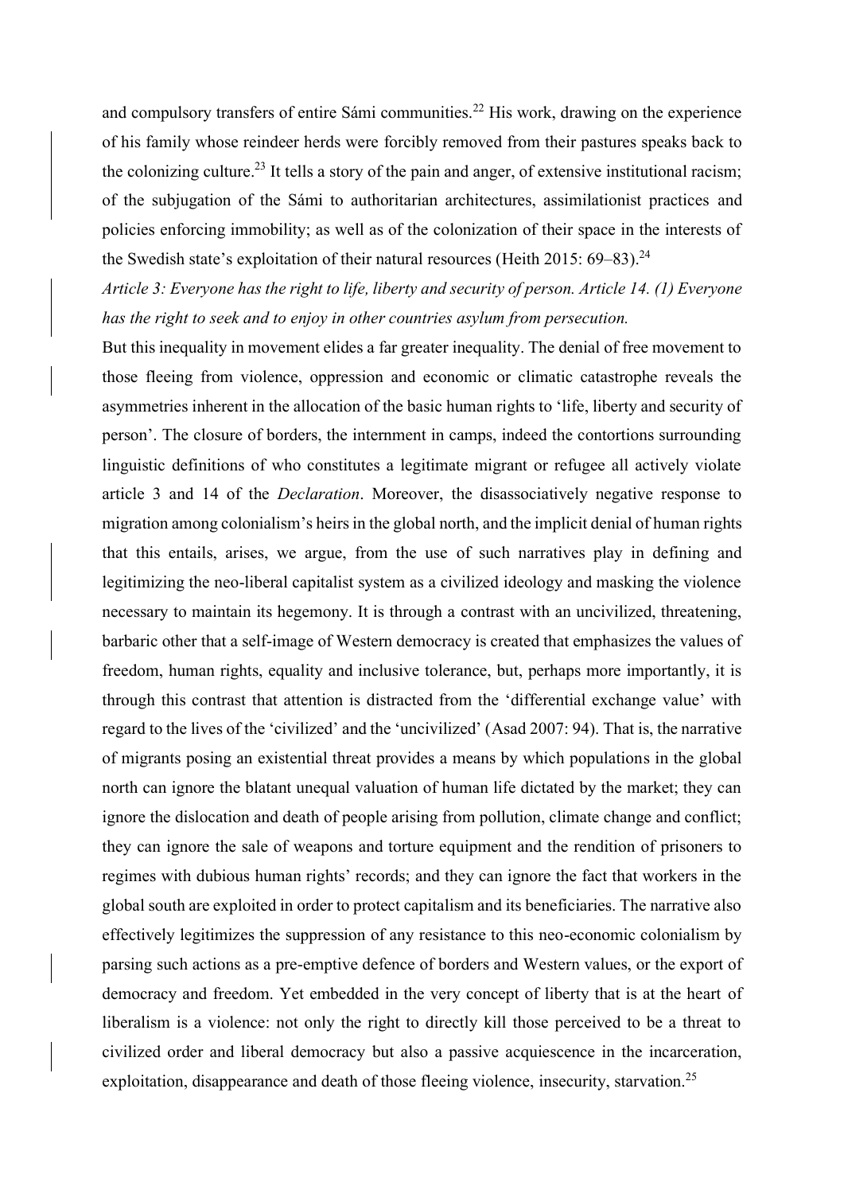and compulsory transfers of entire Sámi communities.[22] His work, drawing on the experience of his family whose reindeer herds were forcibly removed from their pastures speaks back to the colonizing culture.[23] It tells a story of the pain and anger, of extensive institutional racism; of the subjugation of the Sámi to authoritarian architectures, assimilationist practices and policies enforcing immobility; as well as of the colonization of their space in the interests of the Swedish state's exploitation of their natural resources (Heith 2015: 69–83).[24]

*Article 3: Everyone has the right to life, liberty and security of person. Article 14. (1) Everyone has the right to seek and to enjoy in other countries asylum from persecution.*

But this inequality in movement elides a far greater inequality. The denial of free movement to those fleeing from violence, oppression and economic or climatic catastrophe reveals the asymmetries inherent in the allocation of the basic human rights to 'life, liberty and security of person'. The closure of borders, the internment in camps, indeed the contortions surrounding linguistic definitions of who constitutes a legitimate migrant or refugee all actively violate article 3 and 14 of the *Declaration*. Moreover, the disassociatively negative response to migration among colonialism's heirs in the global north, and the implicit denial of human rights that this entails, arises, we argue, from the use of such narratives play in defining and legitimizing the neo-liberal capitalist system as a civilized ideology and masking the violence necessary to maintain its hegemony. It is through a contrast with an uncivilized, threatening, barbaric other that a self-image of Western democracy is created that emphasizes the values of freedom, human rights, equality and inclusive tolerance, but, perhaps more importantly, it is through this contrast that attention is distracted from the 'differential exchange value' with regard to the lives of the 'civilized' and the 'uncivilized' (Asad 2007: 94). That is, the narrative of migrants posing an existential threat provides a means by which populations in the global north can ignore the blatant unequal valuation of human life dictated by the market; they can ignore the dislocation and death of people arising from pollution, climate change and conflict; they can ignore the sale of weapons and torture equipment and the rendition of prisoners to regimes with dubious human rights' records; and they can ignore the fact that workers in the global south are exploited in order to protect capitalism and its beneficiaries. The narrative also effectively legitimizes the suppression of any resistance to this neo-economic colonialism by parsing such actions as a pre-emptive defence of borders and Western values, or the export of democracy and freedom. Yet embedded in the very concept of liberty that is at the heart of liberalism is a violence: not only the right to directly kill those perceived to be a threat to civilized order and liberal democracy but also a passive acquiescence in the incarceration, exploitation, disappearance and death of those fleeing violence, insecurity, starvation.[25]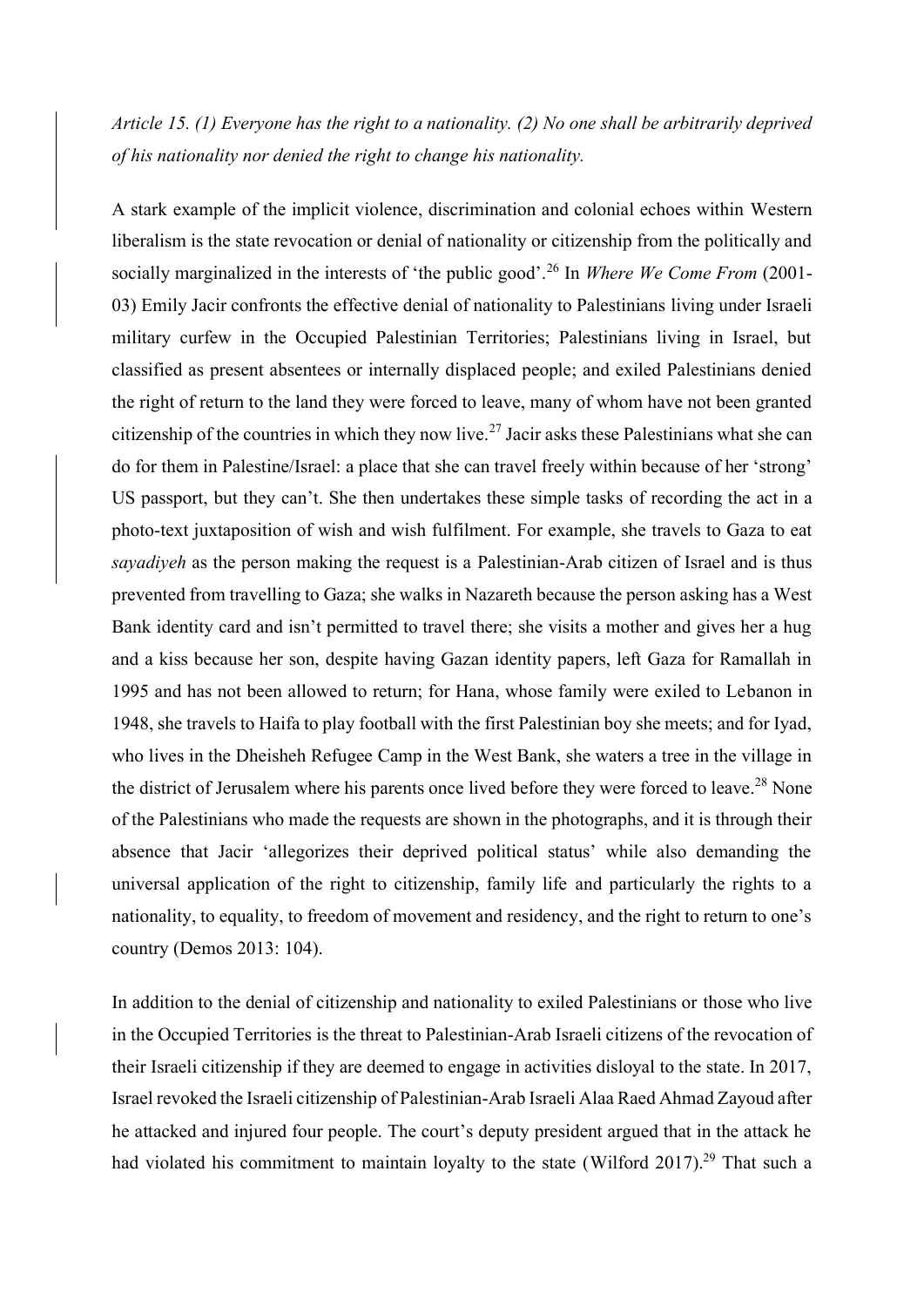*Article 15. (1) Everyone has the right to a nationality. (2) No one shall be arbitrarily deprived of his nationality nor denied the right to change his nationality.*

A stark example of the implicit violence, discrimination and colonial echoes within Western liberalism is the state revocation or denial of nationality or citizenship from the politically and socially marginalized in the interests of 'the public good'.[26] In *Where We Come From* (2001-03) Emily Jacir confronts the effective denial of nationality to Palestinians living under Israeli military curfew in the Occupied Palestinian Territories; Palestinians living in Israel, but classified as present absentees or internally displaced people; and exiled Palestinians denied the right of return to the land they were forced to leave, many of whom have not been granted citizenship of the countries in which they now live.[27] Jacir asks these Palestinians what she can do for them in Palestine/Israel: a place that she can travel freely within because of her 'strong' US passport, but they can't. She then undertakes these simple tasks of recording the act in a photo-text juxtaposition of wish and wish fulfilment. For example, she travels to Gaza to eat *sayadiyeh* as the person making the request is a Palestinian-Arab citizen of Israel and is thus prevented from travelling to Gaza; she walks in Nazareth because the person asking has a West Bank identity card and isn't permitted to travel there; she visits a mother and gives her a hug and a kiss because her son, despite having Gazan identity papers, left Gaza for Ramallah in 1995 and has not been allowed to return; for Hana, whose family were exiled to Lebanon in 1948, she travels to Haifa to play football with the first Palestinian boy she meets; and for Iyad, who lives in the Dheisheh Refugee Camp in the West Bank, she waters a tree in the village in the district of Jerusalem where his parents once lived before they were forced to leave.[28] None of the Palestinians who made the requests are shown in the photographs, and it is through their absence that Jacir 'allegorizes their deprived political status' while also demanding the universal application of the right to citizenship, family life and particularly the rights to a nationality, to equality, to freedom of movement and residency, and the right to return to one's country (Demos 2013: 104).

In addition to the denial of citizenship and nationality to exiled Palestinians or those who live in the Occupied Territories is the threat to Palestinian-Arab Israeli citizens of the revocation of their Israeli citizenship if they are deemed to engage in activities disloyal to the state. In 2017, Israel revoked the Israeli citizenship of Palestinian-Arab Israeli Alaa Raed Ahmad Zayoud after he attacked and injured four people. The court's deputy president argued that in the attack he had violated his commitment to maintain loyalty to the state (Wilford 2017).[29] That such a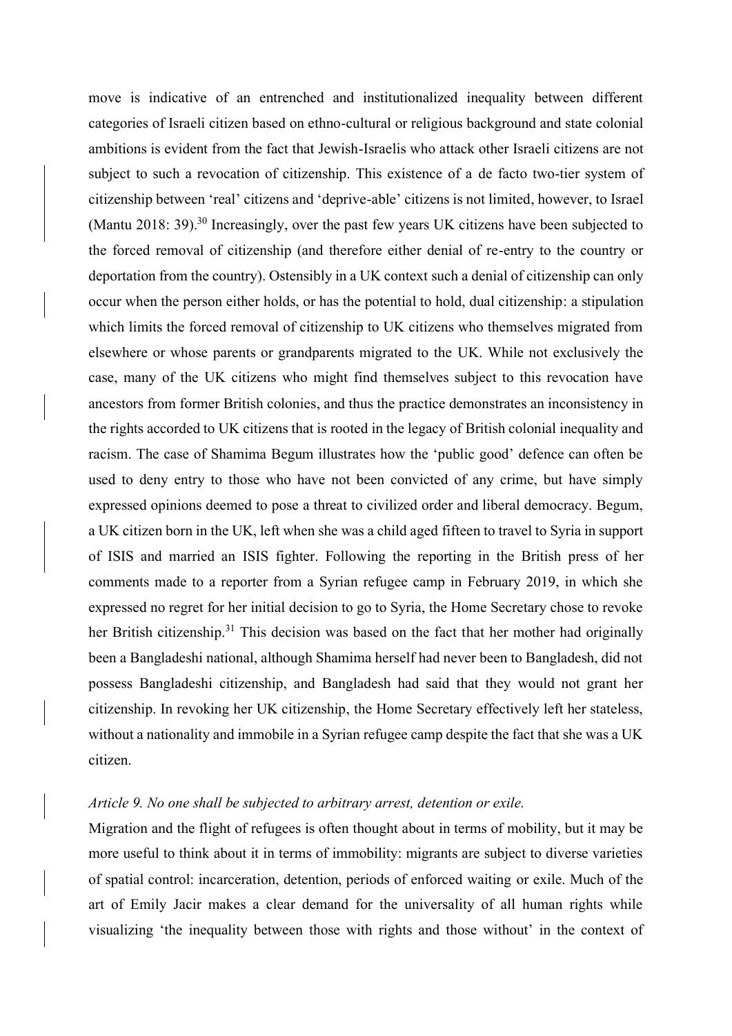move is indicative of an entrenched and institutionalized inequality between different categories of Israeli citizen based on ethno-cultural or religious background and state colonial ambitions is evident from the fact that Jewish-Israelis who attack other Israeli citizens are not subject to such a revocation of citizenship. This existence of a de facto two-tier system of citizenship between 'real' citizens and 'deprive-able' citizens is not limited, however, to Israel (Mantu 2018: 39).[30] Increasingly, over the past few years UK citizens have been subjected to the forced removal of citizenship (and therefore either denial of re-entry to the country or deportation from the country). Ostensibly in a UK context such a denial of citizenship can only occur when the person either holds, or has the potential to hold, dual citizenship: a stipulation which limits the forced removal of citizenship to UK citizens who themselves migrated from elsewhere or whose parents or grandparents migrated to the UK. While not exclusively the case, many of the UK citizens who might find themselves subject to this revocation have ancestors from former British colonies, and thus the practice demonstrates an inconsistency in the rights accorded to UK citizens that is rooted in the legacy of British colonial inequality and racism. The case of Shamima Begum illustrates how the 'public good' defence can often be used to deny entry to those who have not been convicted of any crime, but have simply expressed opinions deemed to pose a threat to civilized order and liberal democracy. Begum, a UK citizen born in the UK, left when she was a child aged fifteen to travel to Syria in support of ISIS and married an ISIS fighter. Following the reporting in the British press of her comments made to a reporter from a Syrian refugee camp in February 2019, in which she expressed no regret for her initial decision to go to Syria, the Home Secretary chose to revoke her British citizenship.[31] This decision was based on the fact that her mother had originally been a Bangladeshi national, although Shamima herself had never been to Bangladesh, did not possess Bangladeshi citizenship, and Bangladesh had said that they would not grant her citizenship. In revoking her UK citizenship, the Home Secretary effectively left her stateless, without a nationality and immobile in a Syrian refugee camp despite the fact that she was a UK citizen.

*Article 9. No one shall be subjected to arbitrary arrest, detention or exile.*

Migration and the flight of refugees is often thought about in terms of mobility, but it may be more useful to think about it in terms of immobility: migrants are subject to diverse varieties of spatial control: incarceration, detention, periods of enforced waiting or exile. Much of the art of Emily Jacir makes a clear demand for the universality of all human rights while visualizing 'the inequality between those with rights and those without' in the context of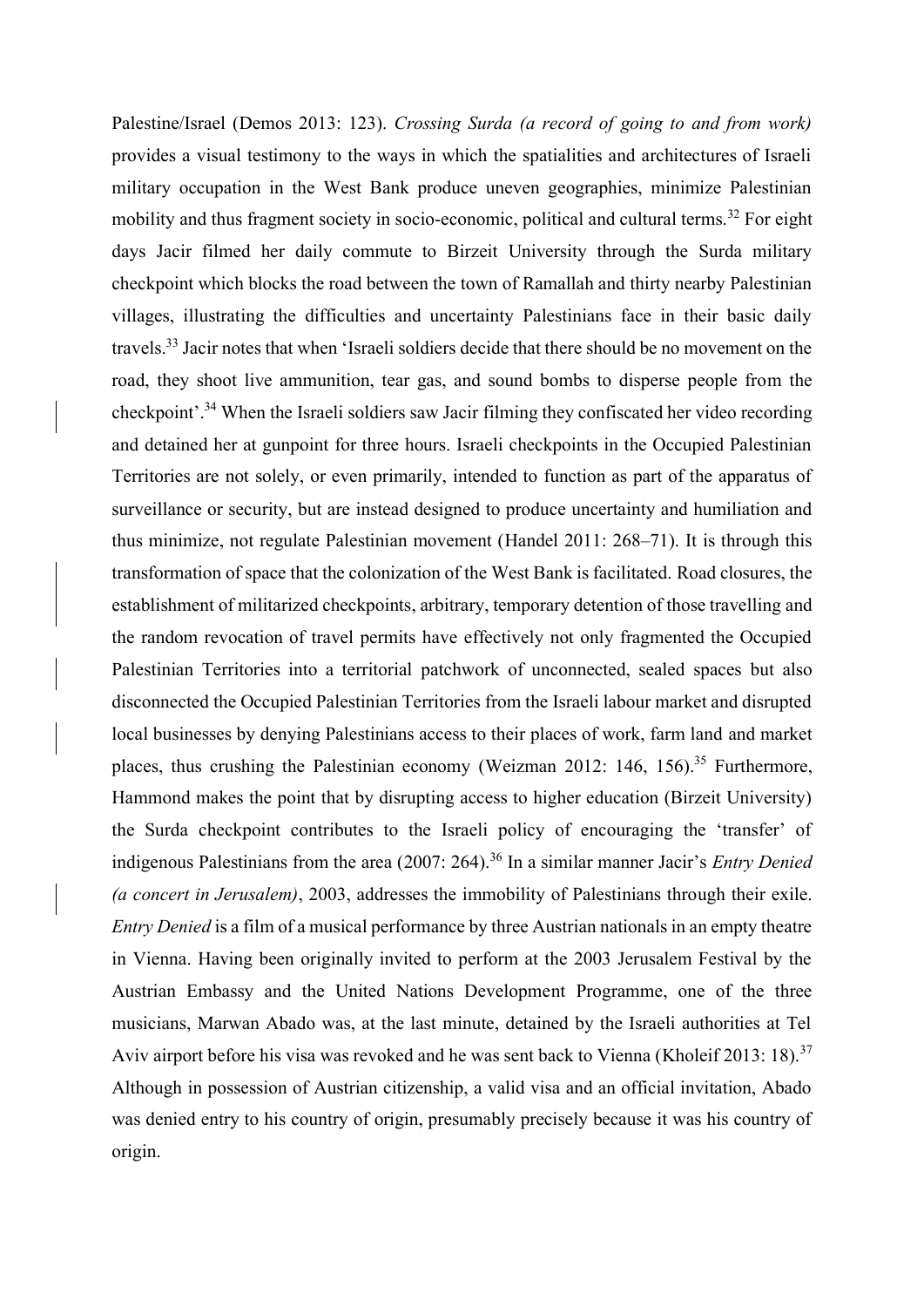Palestine/Israel (Demos 2013: 123). *Crossing Surda (a record of going to and from work)* provides a visual testimony to the ways in which the spatialities and architectures of Israeli military occupation in the West Bank produce uneven geographies, minimize Palestinian mobility and thus fragment society in socio-economic, political and cultural terms.[32] For eight days Jacir filmed her daily commute to Birzeit University through the Surda military checkpoint which blocks the road between the town of Ramallah and thirty nearby Palestinian villages, illustrating the difficulties and uncertainty Palestinians face in their basic daily travels.[33] Jacir notes that when 'Israeli soldiers decide that there should be no movement on the road, they shoot live ammunition, tear gas, and sound bombs to disperse people from the checkpoint'.[34] When the Israeli soldiers saw Jacir filming they confiscated her video recording and detained her at gunpoint for three hours. Israeli checkpoints in the Occupied Palestinian Territories are not solely, or even primarily, intended to function as part of the apparatus of surveillance or security, but are instead designed to produce uncertainty and humiliation and thus minimize, not regulate Palestinian movement (Handel 2011: 268–71). It is through this transformation of space that the colonization of the West Bank is facilitated. Road closures, the establishment of militarized checkpoints, arbitrary, temporary detention of those travelling and the random revocation of travel permits have effectively not only fragmented the Occupied Palestinian Territories into a territorial patchwork of unconnected, sealed spaces but also disconnected the Occupied Palestinian Territories from the Israeli labour market and disrupted local businesses by denying Palestinians access to their places of work, farm land and market places, thus crushing the Palestinian economy (Weizman 2012: 146, 156).[35] Furthermore, Hammond makes the point that by disrupting access to higher education (Birzeit University) the Surda checkpoint contributes to the Israeli policy of encouraging the 'transfer' of indigenous Palestinians from the area (2007: 264).[36] In a similar manner Jacir's *Entry Denied (a concert in Jerusalem)*, 2003, addresses the immobility of Palestinians through their exile. *Entry Denied* is a film of a musical performance by three Austrian nationals in an empty theatre in Vienna. Having been originally invited to perform at the 2003 Jerusalem Festival by the Austrian Embassy and the United Nations Development Programme, one of the three musicians, Marwan Abado was, at the last minute, detained by the Israeli authorities at Tel Aviv airport before his visa was revoked and he was sent back to Vienna (Kholeif 2013: 18).[37] Although in possession of Austrian citizenship, a valid visa and an official invitation, Abado was denied entry to his country of origin, presumably precisely because it was his country of origin.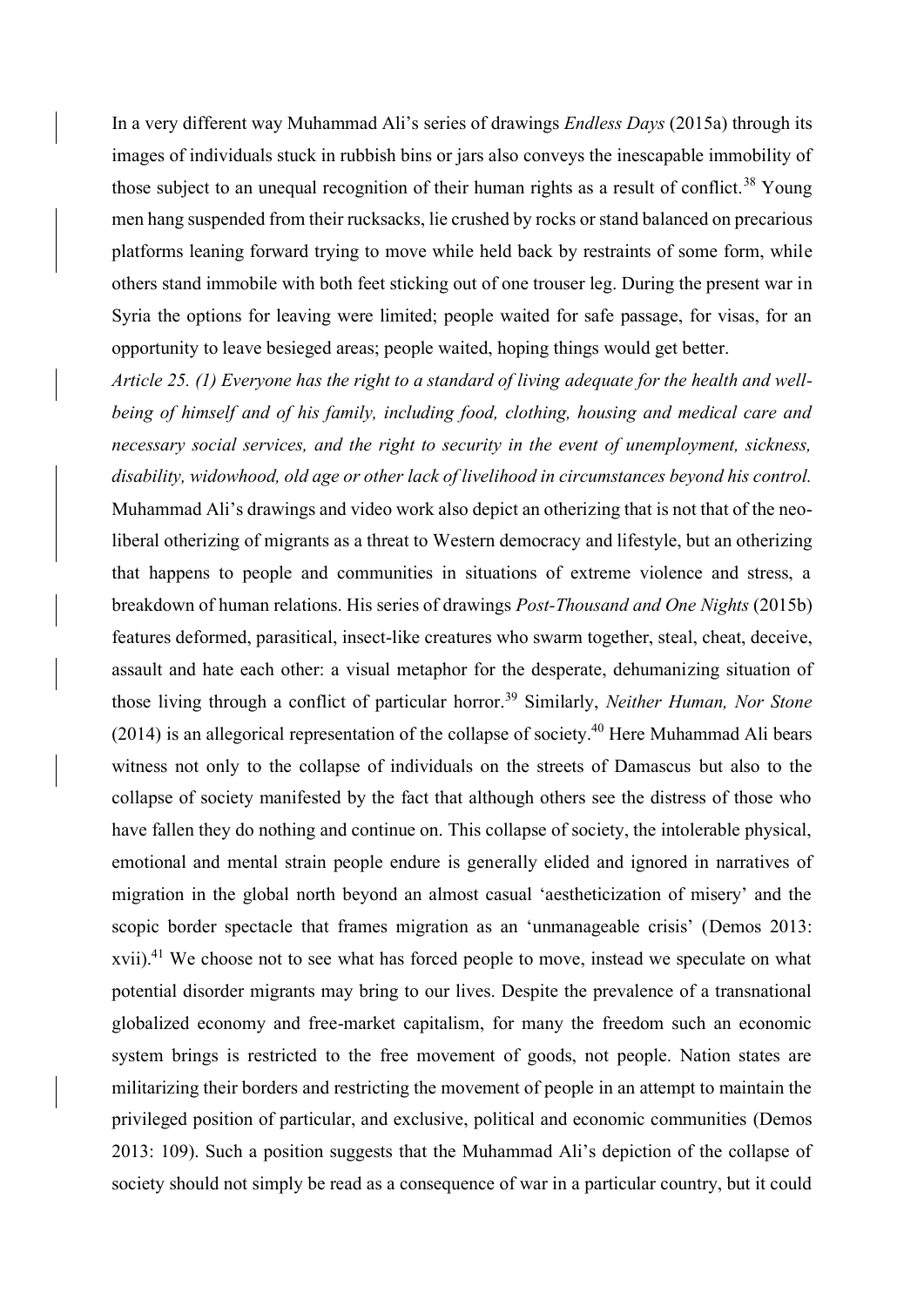In a very different way Muhammad Ali's series of drawings *Endless Days* (2015a) through its images of individuals stuck in rubbish bins or jars also conveys the inescapable immobility of those subject to an unequal recognition of their human rights as a result of conflict.[38] Young men hang suspended from their rucksacks, lie crushed by rocks or stand balanced on precarious platforms leaning forward trying to move while held back by restraints of some form, while others stand immobile with both feet sticking out of one trouser leg. During the present war in Syria the options for leaving were limited; people waited for safe passage, for visas, for an opportunity to leave besieged areas; people waited, hoping things would get better.

*Article 25. (1) Everyone has the right to a standard of living adequate for the health and well-being of himself and of his family, including food, clothing, housing and medical care and necessary social services, and the right to security in the event of unemployment, sickness, disability, widowhood, old age or other lack of livelihood in circumstances beyond his control.*

Muhammad Ali's drawings and video work also depict an otherizing that is not that of the neo-liberal otherizing of migrants as a threat to Western democracy and lifestyle, but an otherizing that happens to people and communities in situations of extreme violence and stress, a breakdown of human relations. His series of drawings *Post-Thousand and One Nights* (2015b) features deformed, parasitical, insect-like creatures who swarm together, steal, cheat, deceive, assault and hate each other: a visual metaphor for the desperate, dehumanizing situation of those living through a conflict of particular horror.[39] Similarly, *Neither Human, Nor Stone* (2014) is an allegorical representation of the collapse of society.[40] Here Muhammad Ali bears witness not only to the collapse of individuals on the streets of Damascus but also to the collapse of society manifested by the fact that although others see the distress of those who have fallen they do nothing and continue on. This collapse of society, the intolerable physical, emotional and mental strain people endure is generally elided and ignored in narratives of migration in the global north beyond an almost casual 'aestheticization of misery' and the scopic border spectacle that frames migration as an 'unmanageable crisis' (Demos 2013: xvii).[41] We choose not to see what has forced people to move, instead we speculate on what potential disorder migrants may bring to our lives. Despite the prevalence of a transnational globalized economy and free-market capitalism, for many the freedom such an economic system brings is restricted to the free movement of goods, not people. Nation states are militarizing their borders and restricting the movement of people in an attempt to maintain the privileged position of particular, and exclusive, political and economic communities (Demos 2013: 109). Such a position suggests that the Muhammad Ali's depiction of the collapse of society should not simply be read as a consequence of war in a particular country, but it could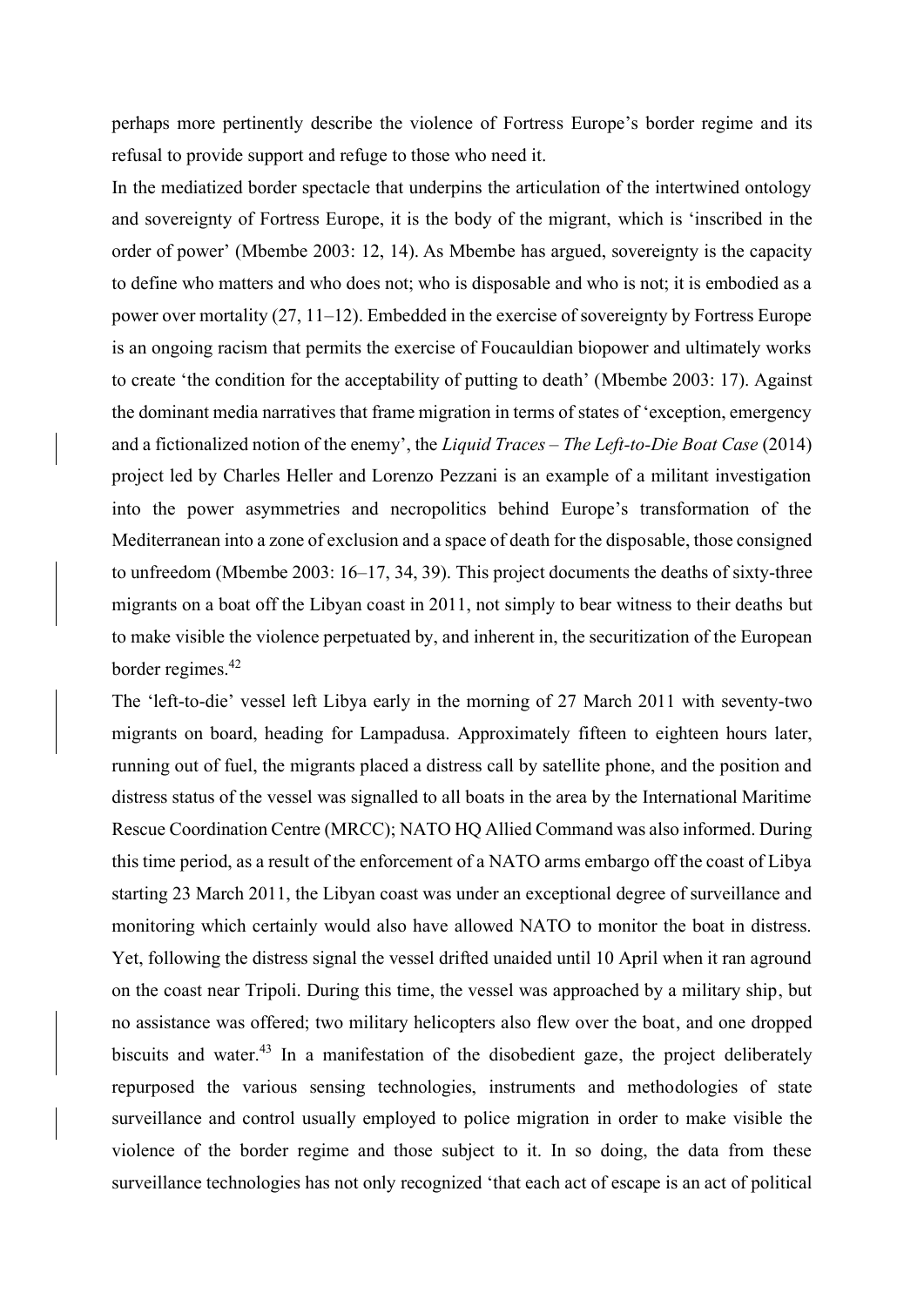perhaps more pertinently describe the violence of Fortress Europe's border regime and its refusal to provide support and refuge to those who need it.

In the mediatized border spectacle that underpins the articulation of the intertwined ontology and sovereignty of Fortress Europe, it is the body of the migrant, which is 'inscribed in the order of power' (Mbembe 2003: 12, 14). As Mbembe has argued, sovereignty is the capacity to define who matters and who does not; who is disposable and who is not; it is embodied as a power over mortality (27, 11–12). Embedded in the exercise of sovereignty by Fortress Europe is an ongoing racism that permits the exercise of Foucauldian biopower and ultimately works to create 'the condition for the acceptability of putting to death' (Mbembe 2003: 17). Against the dominant media narratives that frame migration in terms of states of 'exception, emergency and a fictionalized notion of the enemy', the *Liquid Traces – The Left-to-Die Boat Case* (2014) project led by Charles Heller and Lorenzo Pezzani is an example of a militant investigation into the power asymmetries and necropolitics behind Europe's transformation of the Mediterranean into a zone of exclusion and a space of death for the disposable, those consigned to unfreedom (Mbembe 2003: 16–17, 34, 39). This project documents the deaths of sixty-three migrants on a boat off the Libyan coast in 2011, not simply to bear witness to their deaths but to make visible the violence perpetuated by, and inherent in, the securitization of the European border regimes.[42]

The 'left-to-die' vessel left Libya early in the morning of 27 March 2011 with seventy-two migrants on board, heading for Lampadusa. Approximately fifteen to eighteen hours later, running out of fuel, the migrants placed a distress call by satellite phone, and the position and distress status of the vessel was signalled to all boats in the area by the International Maritime Rescue Coordination Centre (MRCC); NATO HQ Allied Command was also informed. During this time period, as a result of the enforcement of a NATO arms embargo off the coast of Libya starting 23 March 2011, the Libyan coast was under an exceptional degree of surveillance and monitoring which certainly would also have allowed NATO to monitor the boat in distress. Yet, following the distress signal the vessel drifted unaided until 10 April when it ran aground on the coast near Tripoli. During this time, the vessel was approached by a military ship, but no assistance was offered; two military helicopters also flew over the boat, and one dropped biscuits and water.[43] In a manifestation of the disobedient gaze, the project deliberately repurposed the various sensing technologies, instruments and methodologies of state surveillance and control usually employed to police migration in order to make visible the violence of the border regime and those subject to it. In so doing, the data from these surveillance technologies has not only recognized 'that each act of escape is an act of political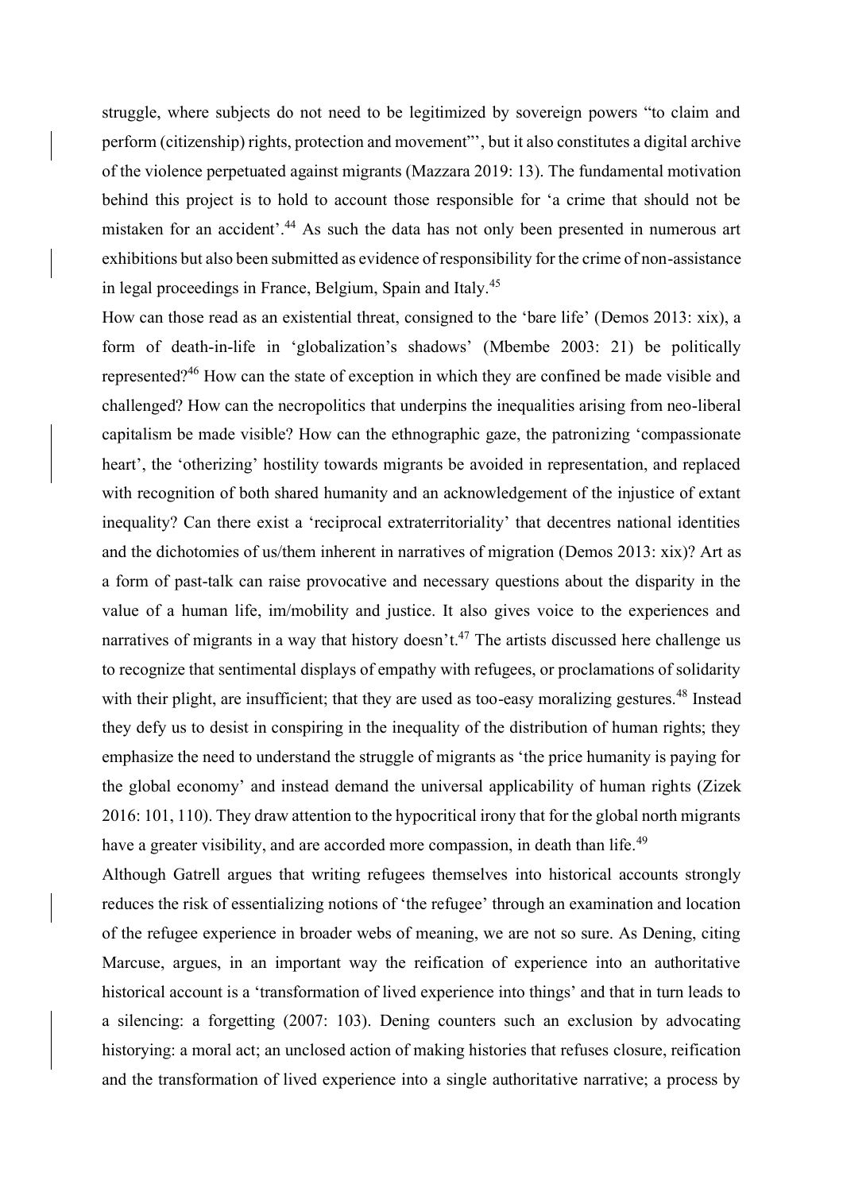struggle, where subjects do not need to be legitimized by sovereign powers "to claim and perform (citizenship) rights, protection and movement"', but it also constitutes a digital archive of the violence perpetuated against migrants (Mazzara 2019: 13). The fundamental motivation behind this project is to hold to account those responsible for 'a crime that should not be mistaken for an accident'.[44] As such the data has not only been presented in numerous art exhibitions but also been submitted as evidence of responsibility for the crime of non-assistance in legal proceedings in France, Belgium, Spain and Italy.[45]

How can those read as an existential threat, consigned to the 'bare life' (Demos 2013: xix), a form of death-in-life in 'globalization's shadows' (Mbembe 2003: 21) be politically represented?[46] How can the state of exception in which they are confined be made visible and challenged? How can the necropolitics that underpins the inequalities arising from neo-liberal capitalism be made visible? How can the ethnographic gaze, the patronizing 'compassionate heart', the 'otherizing' hostility towards migrants be avoided in representation, and replaced with recognition of both shared humanity and an acknowledgement of the injustice of extant inequality? Can there exist a 'reciprocal extraterritoriality' that decentres national identities and the dichotomies of us/them inherent in narratives of migration (Demos 2013: xix)? Art as a form of past-talk can raise provocative and necessary questions about the disparity in the value of a human life, im/mobility and justice. It also gives voice to the experiences and narratives of migrants in a way that history doesn't.[47] The artists discussed here challenge us to recognize that sentimental displays of empathy with refugees, or proclamations of solidarity with their plight, are insufficient; that they are used as too-easy moralizing gestures.[48] Instead they defy us to desist in conspiring in the inequality of the distribution of human rights; they emphasize the need to understand the struggle of migrants as 'the price humanity is paying for the global economy' and instead demand the universal applicability of human rights (Zizek 2016: 101, 110). They draw attention to the hypocritical irony that for the global north migrants have a greater visibility, and are accorded more compassion, in death than life.[49]

Although Gatrell argues that writing refugees themselves into historical accounts strongly reduces the risk of essentializing notions of 'the refugee' through an examination and location of the refugee experience in broader webs of meaning, we are not so sure. As Dening, citing Marcuse, argues, in an important way the reification of experience into an authoritative historical account is a 'transformation of lived experience into things' and that in turn leads to a silencing: a forgetting (2007: 103). Dening counters such an exclusion by advocating historying: a moral act; an unclosed action of making histories that refuses closure, reification and the transformation of lived experience into a single authoritative narrative; a process by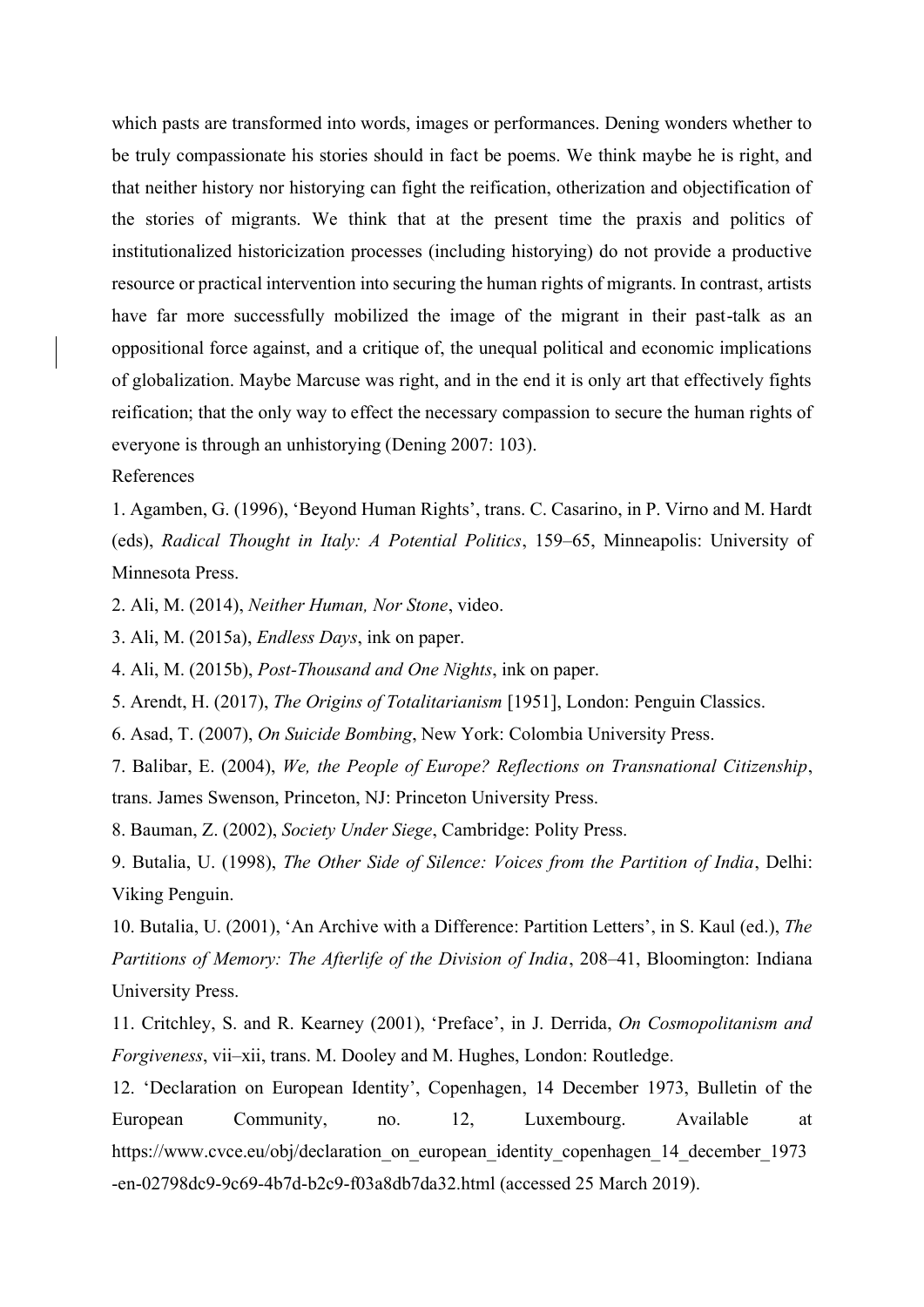which pasts are transformed into words, images or performances. Dening wonders whether to be truly compassionate his stories should in fact be poems. We think maybe he is right, and that neither history nor historying can fight the reification, otherization and objectification of the stories of migrants. We think that at the present time the praxis and politics of institutionalized historicization processes (including historying) do not provide a productive resource or practical intervention into securing the human rights of migrants. In contrast, artists have far more successfully mobilized the image of the migrant in their past-talk as an oppositional force against, and a critique of, the unequal political and economic implications of globalization. Maybe Marcuse was right, and in the end it is only art that effectively fights reification; that the only way to effect the necessary compassion to secure the human rights of everyone is through an unhistorying (Dening 2007: 103).

References

1. Agamben, G. (1996), 'Beyond Human Rights', trans. C. Casarino, in P. Virno and M. Hardt (eds), *Radical Thought in Italy: A Potential Politics*, 159–65, Minneapolis: University of Minnesota Press.

2. Ali, M. (2014), *Neither Human, Nor Stone*, video.

3. Ali, M. (2015a), *Endless Days*, ink on paper.

4. Ali, M. (2015b), *Post-Thousand and One Nights*, ink on paper.

5. Arendt, H. (2017), *The Origins of Totalitarianism* [1951], London: Penguin Classics.

6. Asad, T. (2007), *On Suicide Bombing*, New York: Colombia University Press.

7. Balibar, E. (2004), *We, the People of Europe? Reflections on Transnational Citizenship*, trans. James Swenson, Princeton, NJ: Princeton University Press.

8. Bauman, Z. (2002), *Society Under Siege*, Cambridge: Polity Press.

9. Butalia, U. (1998), *The Other Side of Silence: Voices from the Partition of India*, Delhi: Viking Penguin.

10. Butalia, U. (2001), 'An Archive with a Difference: Partition Letters', in S. Kaul (ed.), *The Partitions of Memory: The Afterlife of the Division of India*, 208–41, Bloomington: Indiana University Press.

11. Critchley, S. and R. Kearney (2001), 'Preface', in J. Derrida, *On Cosmopolitanism and Forgiveness*, vii–xii, trans. M. Dooley and M. Hughes, London: Routledge.

12. 'Declaration on European Identity', Copenhagen, 14 December 1973, Bulletin of the European Community, no. 12, Luxembourg. Available at https://www.cvce.eu/obj/declaration_on_european_identity_copenhagen_14_december_1973-en-02798dc9-9c69-4b7d-b2c9-f03a8db7da32.html (accessed 25 March 2019).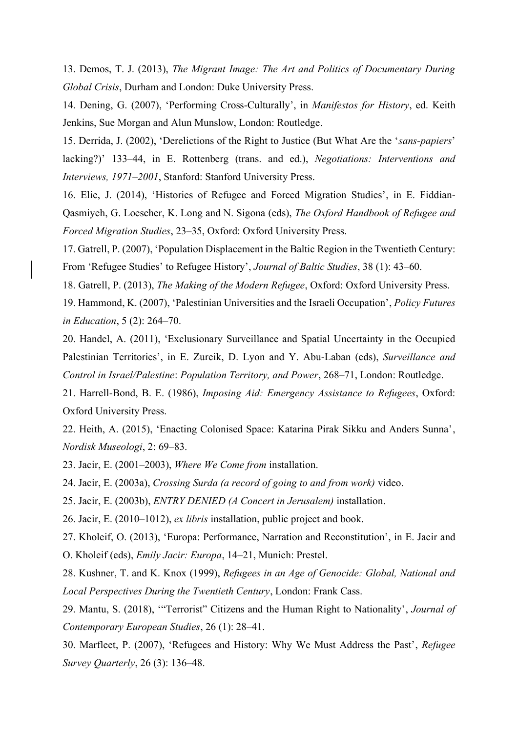13. Demos, T. J. (2013), *The Migrant Image: The Art and Politics of Documentary During Global Crisis*, Durham and London: Duke University Press.

14. Dening, G. (2007), 'Performing Cross-Culturally', in *Manifestos for History*, ed. Keith Jenkins, Sue Morgan and Alun Munslow, London: Routledge.

15. Derrida, J. (2002), 'Derelictions of the Right to Justice (But What Are the '*sans-papiers*' lacking?)' 133–44, in E. Rottenberg (trans. and ed.), *Negotiations: Interventions and Interviews, 1971–2001*, Stanford: Stanford University Press.

16. Elie, J. (2014), 'Histories of Refugee and Forced Migration Studies', in E. Fiddian-Qasmiyeh, G. Loescher, K. Long and N. Sigona (eds), *The Oxford Handbook of Refugee and Forced Migration Studies*, 23–35, Oxford: Oxford University Press.

17. Gatrell, P. (2007), 'Population Displacement in the Baltic Region in the Twentieth Century: From 'Refugee Studies' to Refugee History', *Journal of Baltic Studies*, 38 (1): 43–60.

18. Gatrell, P. (2013), *The Making of the Modern Refugee*, Oxford: Oxford University Press.

19. Hammond, K. (2007), 'Palestinian Universities and the Israeli Occupation', *Policy Futures in Education*, 5 (2): 264–70.

20. Handel, A. (2011), 'Exclusionary Surveillance and Spatial Uncertainty in the Occupied Palestinian Territories', in E. Zureik, D. Lyon and Y. Abu-Laban (eds), *Surveillance and Control in Israel/Palestine*: *Population Territory, and Power*, 268–71, London: Routledge.

21. Harrell-Bond, B. E. (1986), *Imposing Aid: Emergency Assistance to Refugees*, Oxford: Oxford University Press.

22. Heith, A. (2015), 'Enacting Colonised Space: Katarina Pirak Sikku and Anders Sunna', *Nordisk Museologi*, 2: 69–83.

23. Jacir, E. (2001–2003), *Where We Come from* installation.

24. Jacir, E. (2003a), *Crossing Surda (a record of going to and from work)* video.

25. Jacir, E. (2003b), *ENTRY DENIED (A Concert in Jerusalem)* installation.

26. Jacir, E. (2010–1012), *ex libris* installation, public project and book.

27. Kholeif, O. (2013), 'Europa: Performance, Narration and Reconstitution', in E. Jacir and O. Kholeif (eds), *Emily Jacir: Europa*, 14–21, Munich: Prestel.

28. Kushner, T. and K. Knox (1999), *Refugees in an Age of Genocide: Global, National and Local Perspectives During the Twentieth Century*, London: Frank Cass.

29. Mantu, S. (2018), '"Terrorist" Citizens and the Human Right to Nationality', *Journal of Contemporary European Studies*, 26 (1): 28–41.

30. Marfleet, P. (2007), 'Refugees and History: Why We Must Address the Past', *Refugee Survey Quarterly*, 26 (3): 136–48.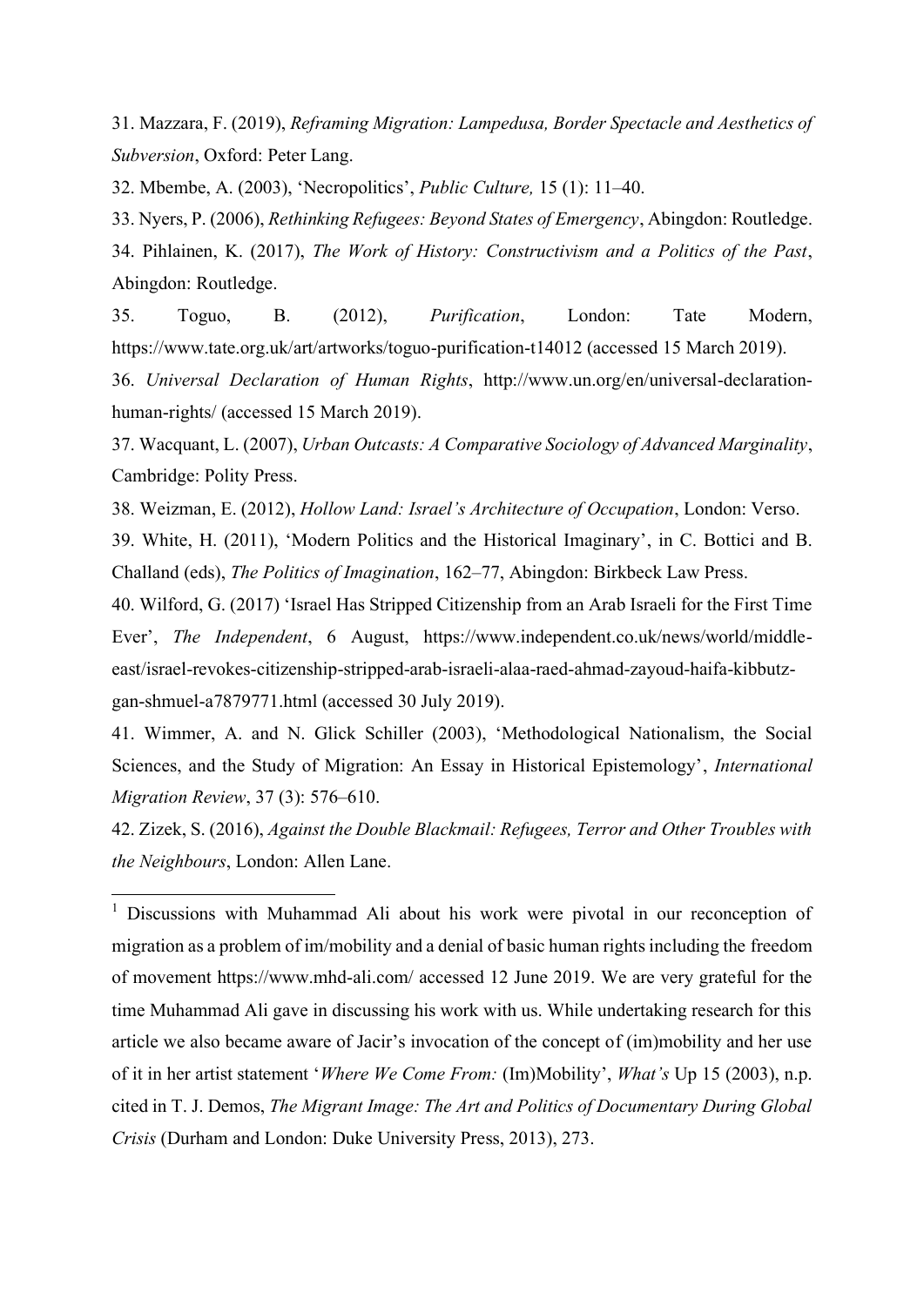31. Mazzara, F. (2019), *Reframing Migration: Lampedusa, Border Spectacle and Aesthetics of Subversion*, Oxford: Peter Lang.

32. Mbembe, A. (2003), 'Necropolitics', *Public Culture,* 15 (1): 11–40.

33. Nyers, P. (2006), *Rethinking Refugees: Beyond States of Emergency*, Abingdon: Routledge.

34. Pihlainen, K. (2017), *The Work of History: Constructivism and a Politics of the Past*, Abingdon: Routledge.

35. Toguo, B. (2012), *Purification*, London: Tate Modern, https://www.tate.org.uk/art/artworks/toguo-purification-t14012 (accessed 15 March 2019).

36. *Universal Declaration of Human Rights*, http://www.un.org/en/universal-declaration-human-rights/ (accessed 15 March 2019).

37. Wacquant, L. (2007), *Urban Outcasts: A Comparative Sociology of Advanced Marginality*, Cambridge: Polity Press.

38. Weizman, E. (2012), *Hollow Land: Israel's Architecture of Occupation*, London: Verso.

39. White, H. (2011), 'Modern Politics and the Historical Imaginary', in C. Bottici and B. Challand (eds), *The Politics of Imagination*, 162–77, Abingdon: Birkbeck Law Press.

40. Wilford, G. (2017) 'Israel Has Stripped Citizenship from an Arab Israeli for the First Time Ever', *The Independent*, 6 August, https://www.independent.co.uk/news/world/middle-east/israel-revokes-citizenship-stripped-arab-israeli-alaa-raed-ahmad-zayoud-haifa-kibbutz-gan-shmuel-a7879771.html (accessed 30 July 2019).

41. Wimmer, A. and N. Glick Schiller (2003), 'Methodological Nationalism, the Social Sciences, and the Study of Migration: An Essay in Historical Epistemology', *International Migration Review*, 37 (3): 576–610.

42. Zizek, S. (2016), *Against the Double Blackmail: Refugees, Terror and Other Troubles with the Neighbours*, London: Allen Lane.

---

[1] Discussions with Muhammad Ali about his work were pivotal in our reconception of migration as a problem of im/mobility and a denial of basic human rights including the freedom of movement https://www.mhd-ali.com/ accessed 12 June 2019. We are very grateful for the time Muhammad Ali gave in discussing his work with us. While undertaking research for this article we also became aware of Jacir's invocation of the concept of (im)mobility and her use of it in her artist statement '*Where We Come From:* (Im)Mobility', *What's* Up 15 (2003), n.p. cited in T. J. Demos, *The Migrant Image: The Art and Politics of Documentary During Global Crisis* (Durham and London: Duke University Press, 2013), 273.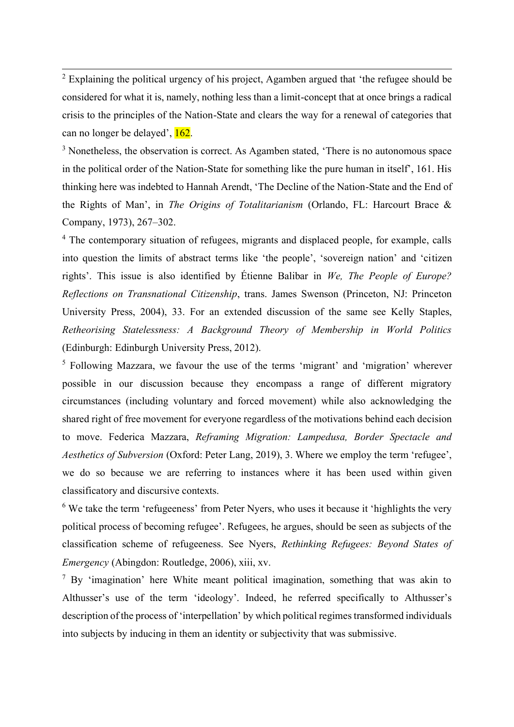[2] Explaining the political urgency of his project, Agamben argued that 'the refugee should be considered for what it is, namely, nothing less than a limit-concept that at once brings a radical crisis to the principles of the Nation-State and clears the way for a renewal of categories that can no longer be delayed', 162.

[3] Nonetheless, the observation is correct. As Agamben stated, 'There is no autonomous space in the political order of the Nation-State for something like the pure human in itself', 161. His thinking here was indebted to Hannah Arendt, 'The Decline of the Nation-State and the End of the Rights of Man', in *The Origins of Totalitarianism* (Orlando, FL: Harcourt Brace & Company, 1973), 267–302.

[4] The contemporary situation of refugees, migrants and displaced people, for example, calls into question the limits of abstract terms like 'the people', 'sovereign nation' and 'citizen rights'. This issue is also identified by Étienne Balibar in *We, The People of Europe? Reflections on Transnational Citizenship*, trans. James Swenson (Princeton, NJ: Princeton University Press, 2004), 33. For an extended discussion of the same see Kelly Staples, *Retheorising Statelessness: A Background Theory of Membership in World Politics* (Edinburgh: Edinburgh University Press, 2012).

[5] Following Mazzara, we favour the use of the terms 'migrant' and 'migration' wherever possible in our discussion because they encompass a range of different migratory circumstances (including voluntary and forced movement) while also acknowledging the shared right of free movement for everyone regardless of the motivations behind each decision to move. Federica Mazzara, *Reframing Migration: Lampedusa, Border Spectacle and Aesthetics of Subversion* (Oxford: Peter Lang, 2019), 3. Where we employ the term 'refugee', we do so because we are referring to instances where it has been used within given classificatory and discursive contexts.

[6] We take the term 'refugeeness' from Peter Nyers, who uses it because it 'highlights the very political process of becoming refugee'. Refugees, he argues, should be seen as subjects of the classification scheme of refugeeness. See Nyers, *Rethinking Refugees: Beyond States of Emergency* (Abingdon: Routledge, 2006), xiii, xv.

[7] By 'imagination' here White meant political imagination, something that was akin to Althusser's use of the term 'ideology'. Indeed, he referred specifically to Althusser's description of the process of 'interpellation' by which political regimes transformed individuals into subjects by inducing in them an identity or subjectivity that was submissive.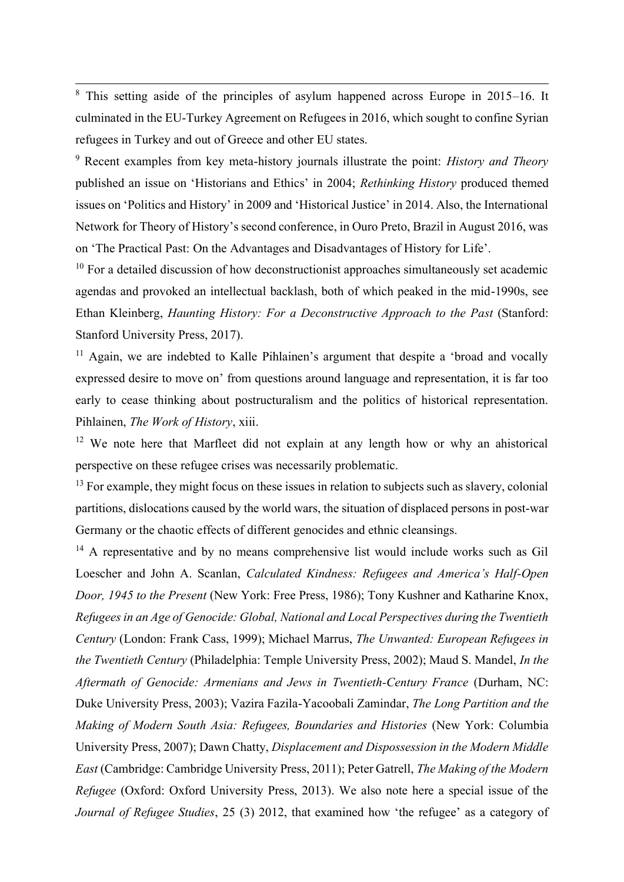[8] This setting aside of the principles of asylum happened across Europe in 2015–16. It culminated in the EU-Turkey Agreement on Refugees in 2016, which sought to confine Syrian refugees in Turkey and out of Greece and other EU states.

[9] Recent examples from key meta-history journals illustrate the point: *History and Theory* published an issue on 'Historians and Ethics' in 2004; *Rethinking History* produced themed issues on 'Politics and History' in 2009 and 'Historical Justice' in 2014. Also, the International Network for Theory of History's second conference, in Ouro Preto, Brazil in August 2016, was on 'The Practical Past: On the Advantages and Disadvantages of History for Life'.

[10] For a detailed discussion of how deconstructionist approaches simultaneously set academic agendas and provoked an intellectual backlash, both of which peaked in the mid-1990s, see Ethan Kleinberg, *Haunting History: For a Deconstructive Approach to the Past* (Stanford: Stanford University Press, 2017).

[11] Again, we are indebted to Kalle Pihlainen's argument that despite a 'broad and vocally expressed desire to move on' from questions around language and representation, it is far too early to cease thinking about postructuralism and the politics of historical representation. Pihlainen, *The Work of History*, xiii.

[12] We note here that Marfleet did not explain at any length how or why an ahistorical perspective on these refugee crises was necessarily problematic.

[13] For example, they might focus on these issues in relation to subjects such as slavery, colonial partitions, dislocations caused by the world wars, the situation of displaced persons in post-war Germany or the chaotic effects of different genocides and ethnic cleansings.

[14] A representative and by no means comprehensive list would include works such as Gil Loescher and John A. Scanlan, *Calculated Kindness: Refugees and America's Half-Open Door, 1945 to the Present* (New York: Free Press, 1986); Tony Kushner and Katharine Knox, *Refugees in an Age of Genocide: Global, National and Local Perspectives during the Twentieth Century* (London: Frank Cass, 1999); Michael Marrus, *The Unwanted: European Refugees in the Twentieth Century* (Philadelphia: Temple University Press, 2002); Maud S. Mandel, *In the Aftermath of Genocide: Armenians and Jews in Twentieth-Century France* (Durham, NC: Duke University Press, 2003); Vazira Fazila-Yacoobali Zamindar, *The Long Partition and the Making of Modern South Asia: Refugees, Boundaries and Histories* (New York: Columbia University Press, 2007); Dawn Chatty, *Displacement and Dispossession in the Modern Middle East* (Cambridge: Cambridge University Press, 2011); Peter Gatrell, *The Making of the Modern Refugee* (Oxford: Oxford University Press, 2013). We also note here a special issue of the *Journal of Refugee Studies*, 25 (3) 2012, that examined how 'the refugee' as a category of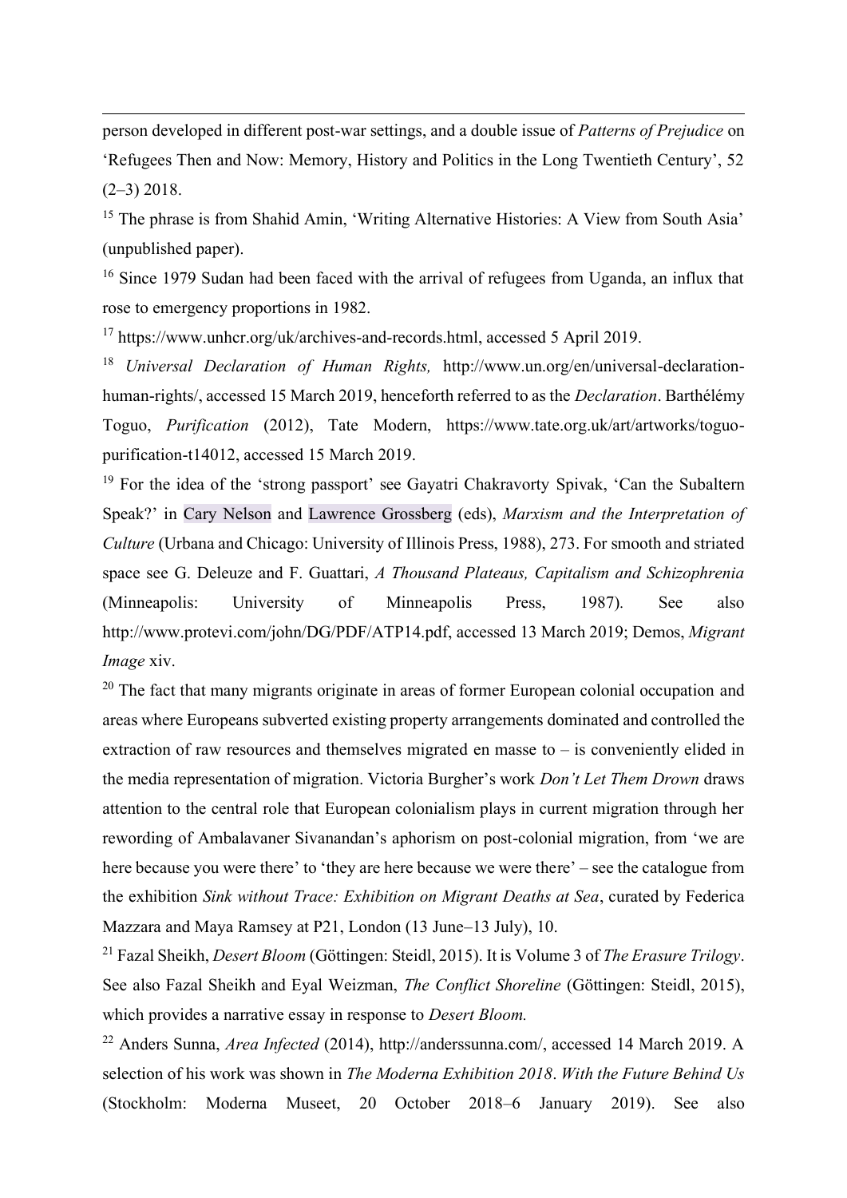person developed in different post-war settings, and a double issue of *Patterns of Prejudice* on 'Refugees Then and Now: Memory, History and Politics in the Long Twentieth Century', 52 (2–3) 2018.

[15] The phrase is from Shahid Amin, 'Writing Alternative Histories: A View from South Asia' (unpublished paper).

[16] Since 1979 Sudan had been faced with the arrival of refugees from Uganda, an influx that rose to emergency proportions in 1982.

[17] https://www.unhcr.org/uk/archives-and-records.html, accessed 5 April 2019.

[18] *Universal Declaration of Human Rights,* http://www.un.org/en/universal-declaration-human-rights/, accessed 15 March 2019, henceforth referred to as the *Declaration*. Barthélémy Toguo, *Purification* (2012), Tate Modern, https://www.tate.org.uk/art/artworks/toguo-purification-t14012, accessed 15 March 2019.

[19] For the idea of the 'strong passport' see Gayatri Chakravorty Spivak, 'Can the Subaltern Speak?' in Cary Nelson and Lawrence Grossberg (eds), *Marxism and the Interpretation of Culture* (Urbana and Chicago: University of Illinois Press, 1988), 273. For smooth and striated space see G. Deleuze and F. Guattari, *A Thousand Plateaus, Capitalism and Schizophrenia* (Minneapolis: University of Minneapolis Press, 1987). See also http://www.protevi.com/john/DG/PDF/ATP14.pdf, accessed 13 March 2019; Demos, *Migrant Image* xiv.

[20] The fact that many migrants originate in areas of former European colonial occupation and areas where Europeans subverted existing property arrangements dominated and controlled the extraction of raw resources and themselves migrated en masse to – is conveniently elided in the media representation of migration. Victoria Burgher's work *Don't Let Them Drown* draws attention to the central role that European colonialism plays in current migration through her rewording of Ambalavaner Sivanandan's aphorism on post-colonial migration, from 'we are here because you were there' to 'they are here because we were there' – see the catalogue from the exhibition *Sink without Trace: Exhibition on Migrant Deaths at Sea*, curated by Federica Mazzara and Maya Ramsey at P21, London (13 June–13 July), 10.

[21] Fazal Sheikh, *Desert Bloom* (Göttingen: Steidl, 2015). It is Volume 3 of *The Erasure Trilogy*. See also Fazal Sheikh and Eyal Weizman, *The Conflict Shoreline* (Göttingen: Steidl, 2015), which provides a narrative essay in response to *Desert Bloom.*

[22] Anders Sunna, *Area Infected* (2014), http://anderssunna.com/, accessed 14 March 2019. A selection of his work was shown in *The Moderna Exhibition 2018*. *With the Future Behind Us* (Stockholm: Moderna Museet, 20 October 2018–6 January 2019). See also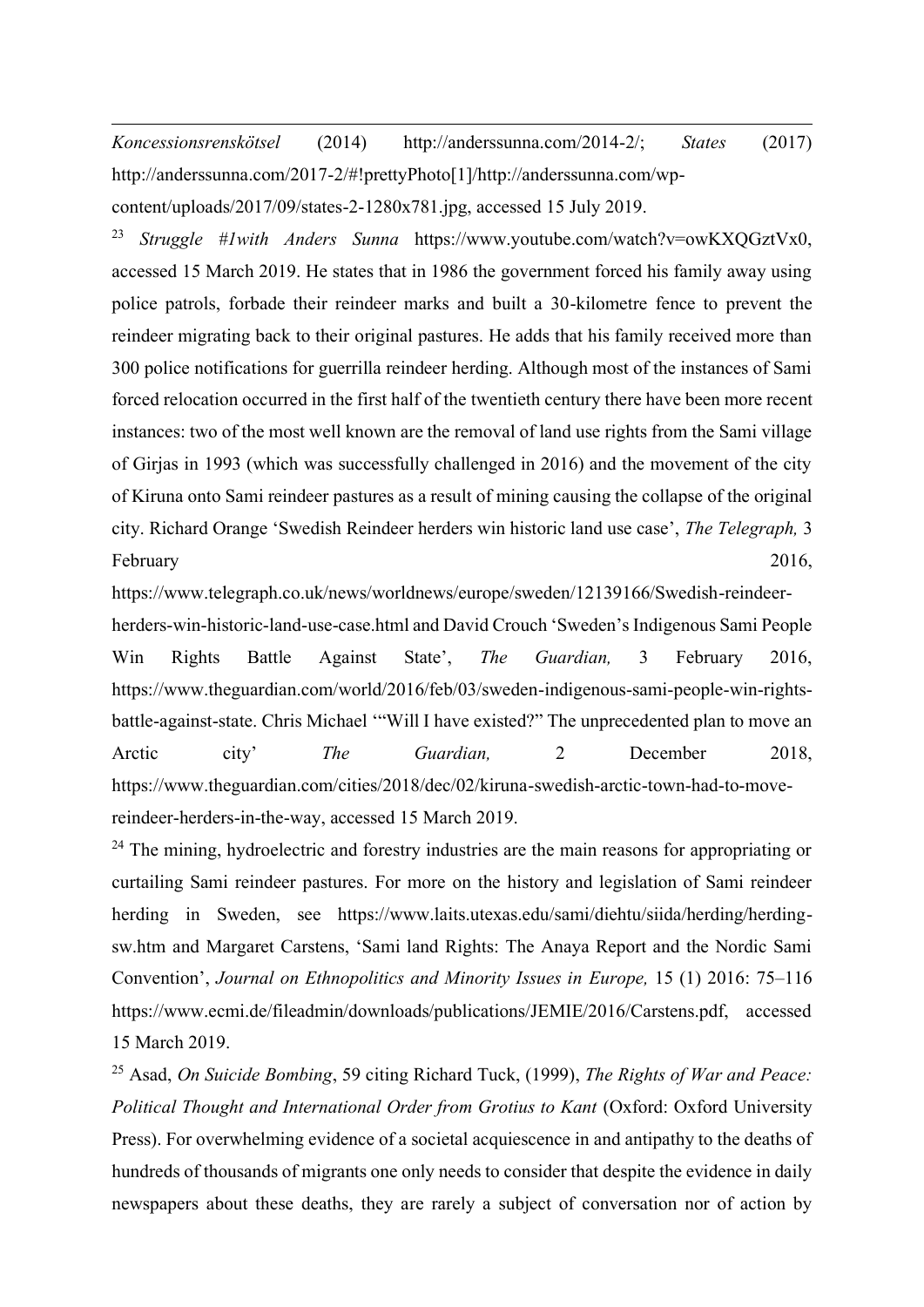*Koncessionsrenskötsel* (2014) http://anderssunna.com/2014-2/; *States* (2017) http://anderssunna.com/2017-2/#!prettyPhoto[1]/http://anderssunna.com/wp-content/uploads/2017/09/states-2-1280x781.jpg, accessed 15 July 2019.

[23] *Struggle #1with Anders Sunna* https://www.youtube.com/watch?v=owKXQGztVx0, accessed 15 March 2019. He states that in 1986 the government forced his family away using police patrols, forbade their reindeer marks and built a 30-kilometre fence to prevent the reindeer migrating back to their original pastures. He adds that his family received more than 300 police notifications for guerrilla reindeer herding. Although most of the instances of Sami forced relocation occurred in the first half of the twentieth century there have been more recent instances: two of the most well known are the removal of land use rights from the Sami village of Girjas in 1993 (which was successfully challenged in 2016) and the movement of the city of Kiruna onto Sami reindeer pastures as a result of mining causing the collapse of the original city. Richard Orange 'Swedish Reindeer herders win historic land use case', *The Telegraph,* 3 February 2016, https://www.telegraph.co.uk/news/worldnews/europe/sweden/12139166/Swedish-reindeer-herders-win-historic-land-use-case.html and David Crouch 'Sweden's Indigenous Sami People Win Rights Battle Against State', *The Guardian,* 3 February 2016, https://www.theguardian.com/world/2016/feb/03/sweden-indigenous-sami-people-win-rights-battle-against-state. Chris Michael '"Will I have existed?" The unprecedented plan to move an Arctic city' *The Guardian,* 2 December 2018, https://www.theguardian.com/cities/2018/dec/02/kiruna-swedish-arctic-town-had-to-move-reindeer-herders-in-the-way, accessed 15 March 2019.

[24] The mining, hydroelectric and forestry industries are the main reasons for appropriating or curtailing Sami reindeer pastures. For more on the history and legislation of Sami reindeer herding in Sweden, see https://www.laits.utexas.edu/sami/diehtu/siida/herding/herding-sw.htm and Margaret Carstens, 'Sami land Rights: The Anaya Report and the Nordic Sami Convention', *Journal on Ethnopolitics and Minority Issues in Europe,* 15 (1) 2016: 75–116 https://www.ecmi.de/fileadmin/downloads/publications/JEMIE/2016/Carstens.pdf, accessed 15 March 2019.

[25] Asad, *On Suicide Bombing*, 59 citing Richard Tuck, (1999), *The Rights of War and Peace: Political Thought and International Order from Grotius to Kant* (Oxford: Oxford University Press). For overwhelming evidence of a societal acquiescence in and antipathy to the deaths of hundreds of thousands of migrants one only needs to consider that despite the evidence in daily newspapers about these deaths, they are rarely a subject of conversation nor of action by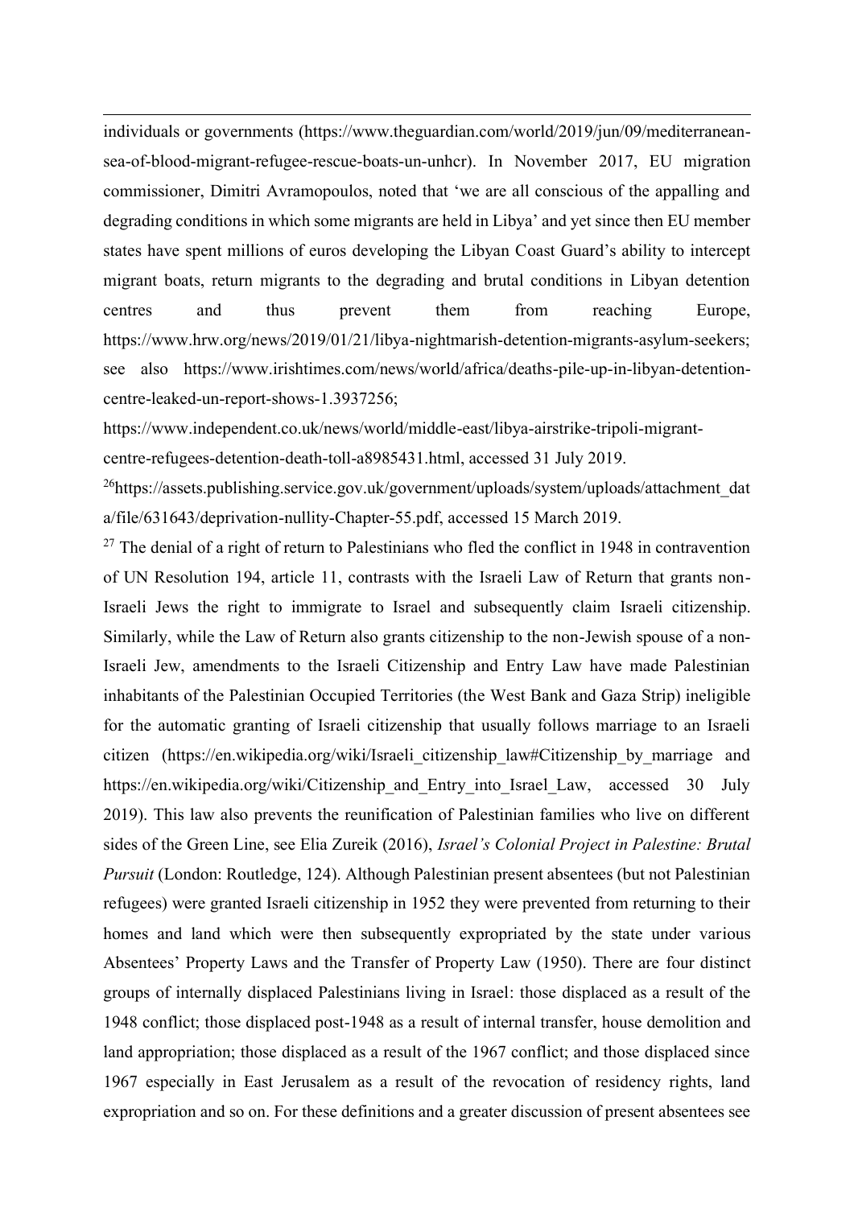individuals or governments (https://www.theguardian.com/world/2019/jun/09/mediterranean-sea-of-blood-migrant-refugee-rescue-boats-un-unhcr). In November 2017, EU migration commissioner, Dimitri Avramopoulos, noted that 'we are all conscious of the appalling and degrading conditions in which some migrants are held in Libya' and yet since then EU member states have spent millions of euros developing the Libyan Coast Guard's ability to intercept migrant boats, return migrants to the degrading and brutal conditions in Libyan detention centres and thus prevent them from reaching Europe, https://www.hrw.org/news/2019/01/21/libya-nightmarish-detention-migrants-asylum-seekers; see also https://www.irishtimes.com/news/world/africa/deaths-pile-up-in-libyan-detention-centre-leaked-un-report-shows-1.3937256; https://www.independent.co.uk/news/world/middle-east/libya-airstrike-tripoli-migrant-centre-refugees-detention-death-toll-a8985431.html, accessed 31 July 2019.

[26]https://assets.publishing.service.gov.uk/government/uploads/system/uploads/attachment_data/file/631643/deprivation-nullity-Chapter-55.pdf, accessed 15 March 2019.

[27] The denial of a right of return to Palestinians who fled the conflict in 1948 in contravention of UN Resolution 194, article 11, contrasts with the Israeli Law of Return that grants non-Israeli Jews the right to immigrate to Israel and subsequently claim Israeli citizenship. Similarly, while the Law of Return also grants citizenship to the non-Jewish spouse of a non-Israeli Jew, amendments to the Israeli Citizenship and Entry Law have made Palestinian inhabitants of the Palestinian Occupied Territories (the West Bank and Gaza Strip) ineligible for the automatic granting of Israeli citizenship that usually follows marriage to an Israeli citizen (https://en.wikipedia.org/wiki/Israeli_citizenship_law#Citizenship_by_marriage and https://en.wikipedia.org/wiki/Citizenship_and_Entry_into_Israel_Law, accessed 30 July 2019). This law also prevents the reunification of Palestinian families who live on different sides of the Green Line, see Elia Zureik (2016), *Israel's Colonial Project in Palestine: Brutal Pursuit* (London: Routledge, 124). Although Palestinian present absentees (but not Palestinian refugees) were granted Israeli citizenship in 1952 they were prevented from returning to their homes and land which were then subsequently expropriated by the state under various Absentees' Property Laws and the Transfer of Property Law (1950). There are four distinct groups of internally displaced Palestinians living in Israel: those displaced as a result of the 1948 conflict; those displaced post-1948 as a result of internal transfer, house demolition and land appropriation; those displaced as a result of the 1967 conflict; and those displaced since 1967 especially in East Jerusalem as a result of the revocation of residency rights, land expropriation and so on. For these definitions and a greater discussion of present absentees see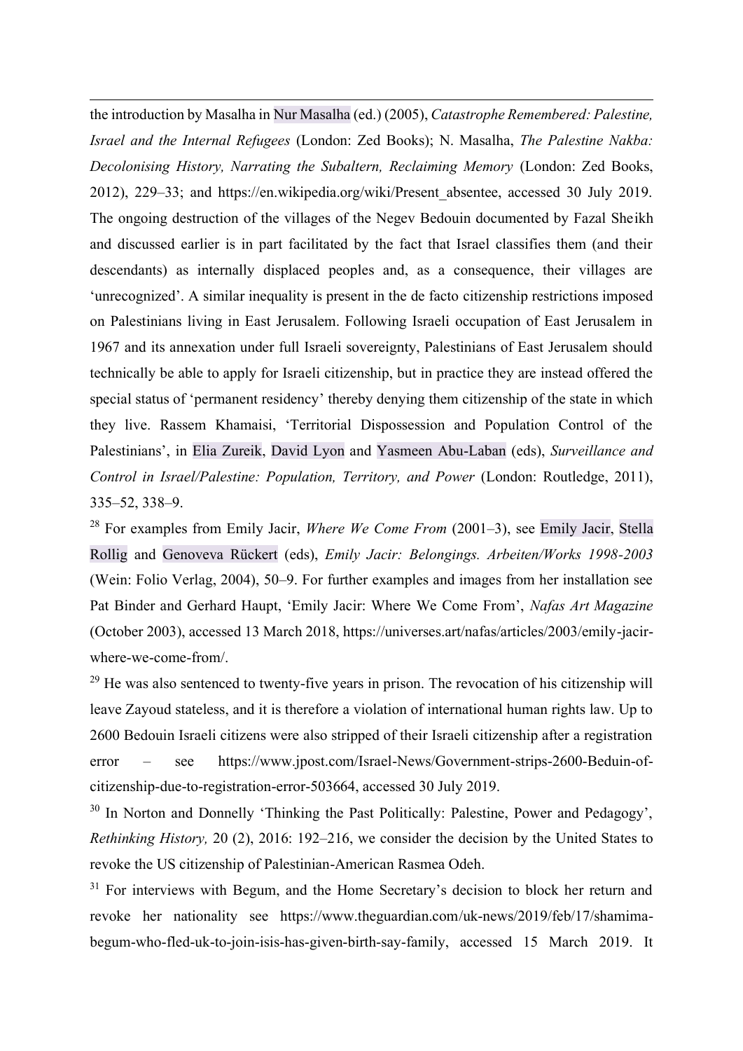the introduction by Masalha in Nur Masalha (ed.) (2005), *Catastrophe Remembered: Palestine, Israel and the Internal Refugees* (London: Zed Books); N. Masalha, *The Palestine Nakba: Decolonising History, Narrating the Subaltern, Reclaiming Memory* (London: Zed Books, 2012), 229–33; and https://en.wikipedia.org/wiki/Present_absentee, accessed 30 July 2019. The ongoing destruction of the villages of the Negev Bedouin documented by Fazal Sheikh and discussed earlier is in part facilitated by the fact that Israel classifies them (and their descendants) as internally displaced peoples and, as a consequence, their villages are 'unrecognized'. A similar inequality is present in the de facto citizenship restrictions imposed on Palestinians living in East Jerusalem. Following Israeli occupation of East Jerusalem in 1967 and its annexation under full Israeli sovereignty, Palestinians of East Jerusalem should technically be able to apply for Israeli citizenship, but in practice they are instead offered the special status of 'permanent residency' thereby denying them citizenship of the state in which they live. Rassem Khamaisi, 'Territorial Dispossession and Population Control of the Palestinians', in Elia Zureik, David Lyon and Yasmeen Abu-Laban (eds), *Surveillance and Control in Israel/Palestine: Population, Territory, and Power* (London: Routledge, 2011), 335–52, 338–9.

[28] For examples from Emily Jacir, *Where We Come From* (2001–3), see Emily Jacir, Stella Rollig and Genoveva Rückert (eds), *Emily Jacir: Belongings. Arbeiten/Works 1998-2003* (Wein: Folio Verlag, 2004), 50–9. For further examples and images from her installation see Pat Binder and Gerhard Haupt, 'Emily Jacir: Where We Come From', *Nafas Art Magazine* (October 2003), accessed 13 March 2018, https://universes.art/nafas/articles/2003/emily-jacir-where-we-come-from/.

[29] He was also sentenced to twenty-five years in prison. The revocation of his citizenship will leave Zayoud stateless, and it is therefore a violation of international human rights law. Up to 2600 Bedouin Israeli citizens were also stripped of their Israeli citizenship after a registration error – see https://www.jpost.com/Israel-News/Government-strips-2600-Beduin-of-citizenship-due-to-registration-error-503664, accessed 30 July 2019.

[30] In Norton and Donnelly 'Thinking the Past Politically: Palestine, Power and Pedagogy', *Rethinking History,* 20 (2), 2016: 192–216, we consider the decision by the United States to revoke the US citizenship of Palestinian-American Rasmea Odeh.

[31] For interviews with Begum, and the Home Secretary's decision to block her return and revoke her nationality see https://www.theguardian.com/uk-news/2019/feb/17/shamima-begum-who-fled-uk-to-join-isis-has-given-birth-say-family, accessed 15 March 2019. It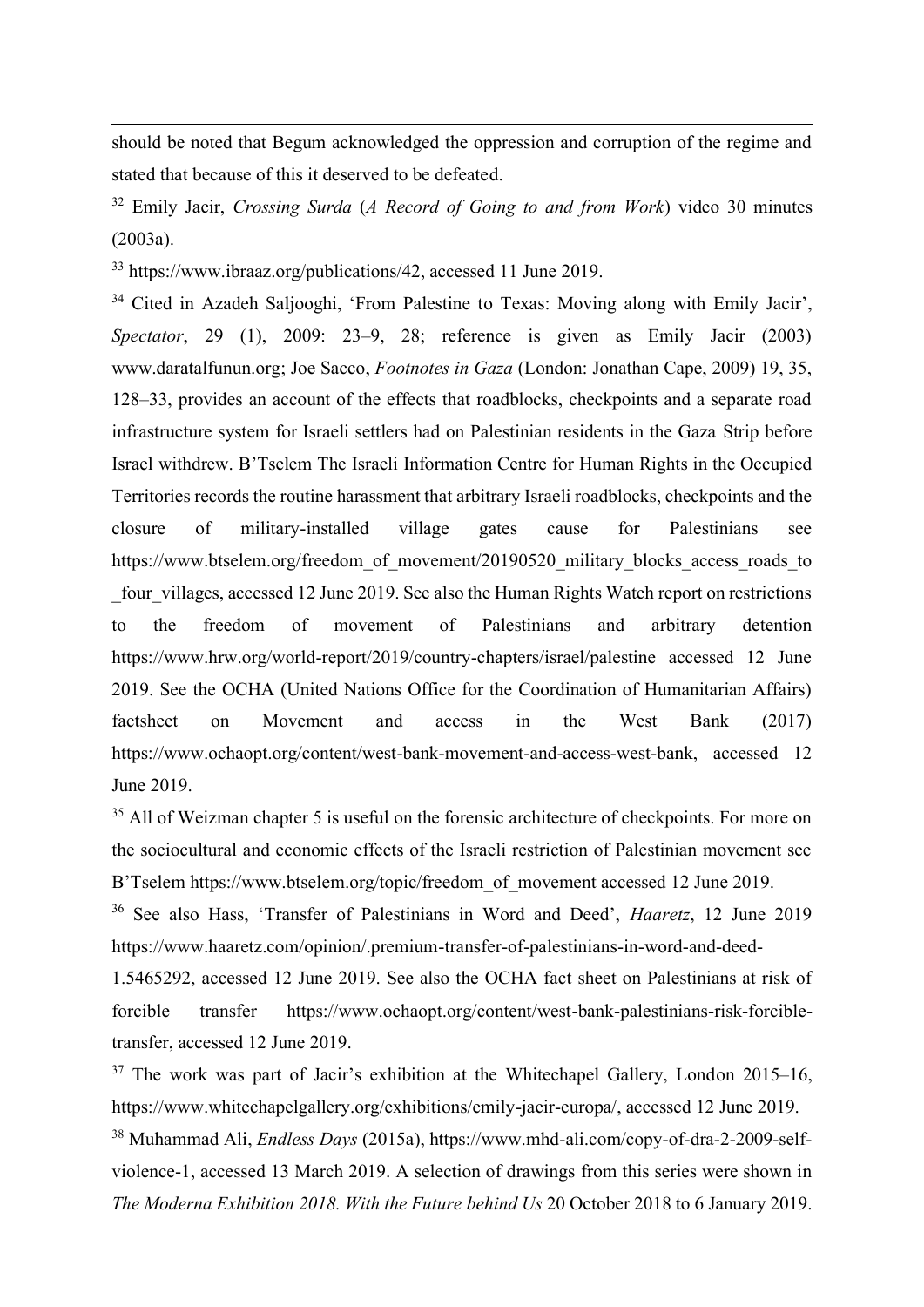should be noted that Begum acknowledged the oppression and corruption of the regime and stated that because of this it deserved to be defeated.

[32] Emily Jacir, *Crossing Surda* (*A Record of Going to and from Work*) video 30 minutes (2003a).

[33] https://www.ibraaz.org/publications/42, accessed 11 June 2019.

[34] Cited in Azadeh Saljooghi, 'From Palestine to Texas: Moving along with Emily Jacir', *Spectator*, 29 (1), 2009: 23–9, 28; reference is given as Emily Jacir (2003) www.daratalfunun.org; Joe Sacco, *Footnotes in Gaza* (London: Jonathan Cape, 2009) 19, 35, 128–33, provides an account of the effects that roadblocks, checkpoints and a separate road infrastructure system for Israeli settlers had on Palestinian residents in the Gaza Strip before Israel withdrew. B'Tselem The Israeli Information Centre for Human Rights in the Occupied Territories records the routine harassment that arbitrary Israeli roadblocks, checkpoints and the closure of military-installed village gates cause for Palestinians see https://www.btselem.org/freedom_of_movement/20190520_military_blocks_access_roads_to_four_villages, accessed 12 June 2019. See also the Human Rights Watch report on restrictions to the freedom of movement of Palestinians and arbitrary detention https://www.hrw.org/world-report/2019/country-chapters/israel/palestine accessed 12 June 2019. See the OCHA (United Nations Office for the Coordination of Humanitarian Affairs) factsheet on Movement and access in the West Bank (2017) https://www.ochaopt.org/content/west-bank-movement-and-access-west-bank, accessed 12 June 2019.

[35] All of Weizman chapter 5 is useful on the forensic architecture of checkpoints. For more on the sociocultural and economic effects of the Israeli restriction of Palestinian movement see B'Tselem https://www.btselem.org/topic/freedom_of_movement accessed 12 June 2019.

[36] See also Hass, 'Transfer of Palestinians in Word and Deed', *Haaretz*, 12 June 2019 https://www.haaretz.com/opinion/.premium-transfer-of-palestinians-in-word-and-deed-1.5465292, accessed 12 June 2019. See also the OCHA fact sheet on Palestinians at risk of forcible transfer https://www.ochaopt.org/content/west-bank-palestinians-risk-forcible-transfer, accessed 12 June 2019.

[37] The work was part of Jacir's exhibition at the Whitechapel Gallery, London 2015–16, https://www.whitechapelgallery.org/exhibitions/emily-jacir-europa/, accessed 12 June 2019.

[38] Muhammad Ali, *Endless Days* (2015a), https://www.mhd-ali.com/copy-of-dra-2-2009-self-violence-1, accessed 13 March 2019. A selection of drawings from this series were shown in *The Moderna Exhibition 2018. With the Future behind Us* 20 October 2018 to 6 January 2019.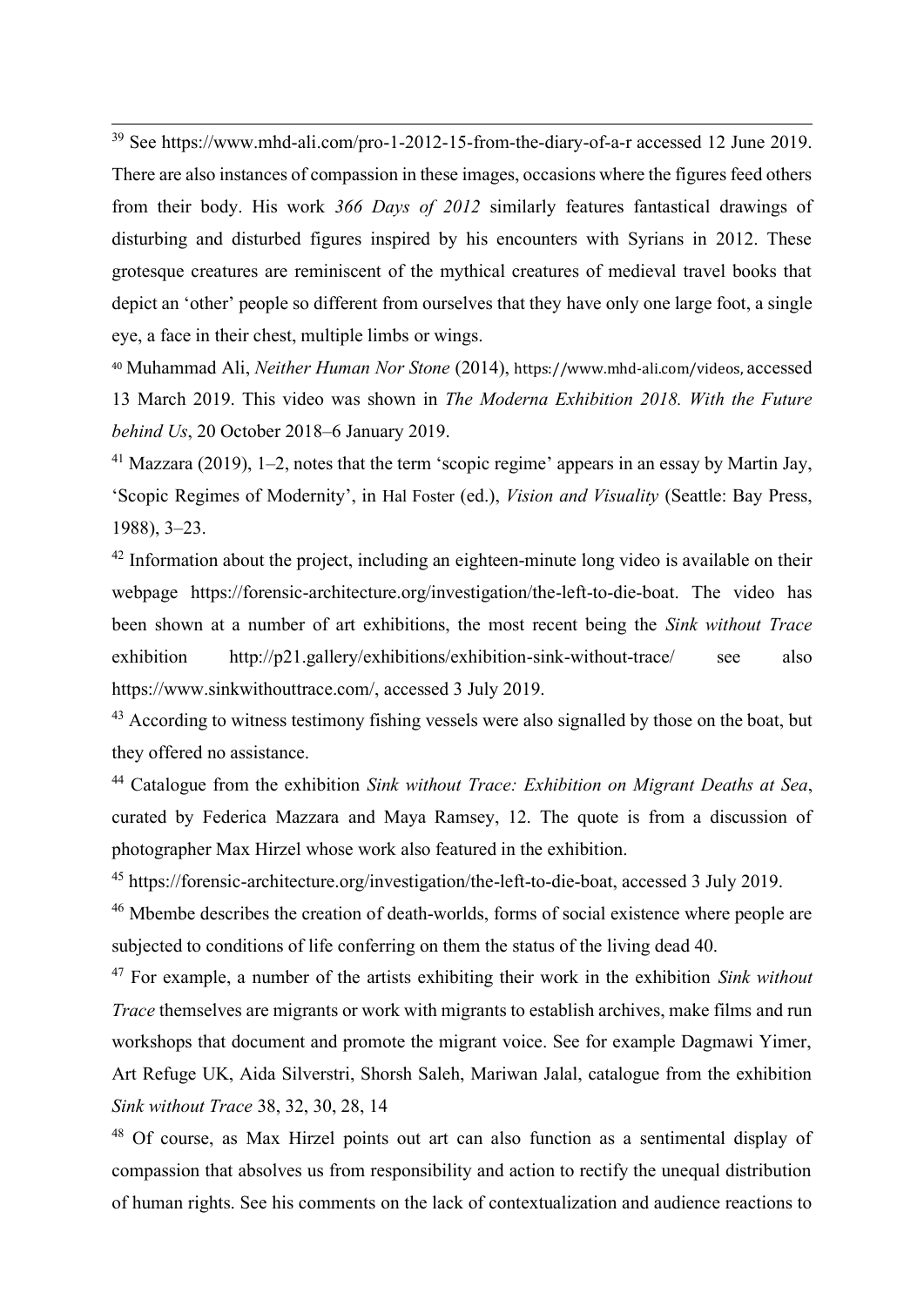[39] See https://www.mhd-ali.com/pro-1-2012-15-from-the-diary-of-a-r accessed 12 June 2019. There are also instances of compassion in these images, occasions where the figures feed others from their body. His work *366 Days of 2012* similarly features fantastical drawings of disturbing and disturbed figures inspired by his encounters with Syrians in 2012. These grotesque creatures are reminiscent of the mythical creatures of medieval travel books that depict an 'other' people so different from ourselves that they have only one large foot, a single eye, a face in their chest, multiple limbs or wings.

[40] Muhammad Ali, *Neither Human Nor Stone* (2014), https://www.mhd-ali.com/videos, accessed 13 March 2019. This video was shown in *The Moderna Exhibition 2018. With the Future behind Us*, 20 October 2018–6 January 2019.

[41] Mazzara (2019), 1–2, notes that the term 'scopic regime' appears in an essay by Martin Jay, 'Scopic Regimes of Modernity', in Hal Foster (ed.), *Vision and Visuality* (Seattle: Bay Press, 1988), 3–23.

[42] Information about the project, including an eighteen-minute long video is available on their webpage https://forensic-architecture.org/investigation/the-left-to-die-boat. The video has been shown at a number of art exhibitions, the most recent being the *Sink without Trace* exhibition http://p21.gallery/exhibitions/exhibition-sink-without-trace/ see also https://www.sinkwithouttrace.com/, accessed 3 July 2019.

[43] According to witness testimony fishing vessels were also signalled by those on the boat, but they offered no assistance.

[44] Catalogue from the exhibition *Sink without Trace: Exhibition on Migrant Deaths at Sea*, curated by Federica Mazzara and Maya Ramsey, 12. The quote is from a discussion of photographer Max Hirzel whose work also featured in the exhibition.

[45] https://forensic-architecture.org/investigation/the-left-to-die-boat, accessed 3 July 2019.

[46] Mbembe describes the creation of death-worlds, forms of social existence where people are subjected to conditions of life conferring on them the status of the living dead 40.

[47] For example, a number of the artists exhibiting their work in the exhibition *Sink without Trace* themselves are migrants or work with migrants to establish archives, make films and run workshops that document and promote the migrant voice. See for example Dagmawi Yimer, Art Refuge UK, Aida Silverstri, Shorsh Saleh, Mariwan Jalal, catalogue from the exhibition *Sink without Trace* 38, 32, 30, 28, 14

[48] Of course, as Max Hirzel points out art can also function as a sentimental display of compassion that absolves us from responsibility and action to rectify the unequal distribution of human rights. See his comments on the lack of contextualization and audience reactions to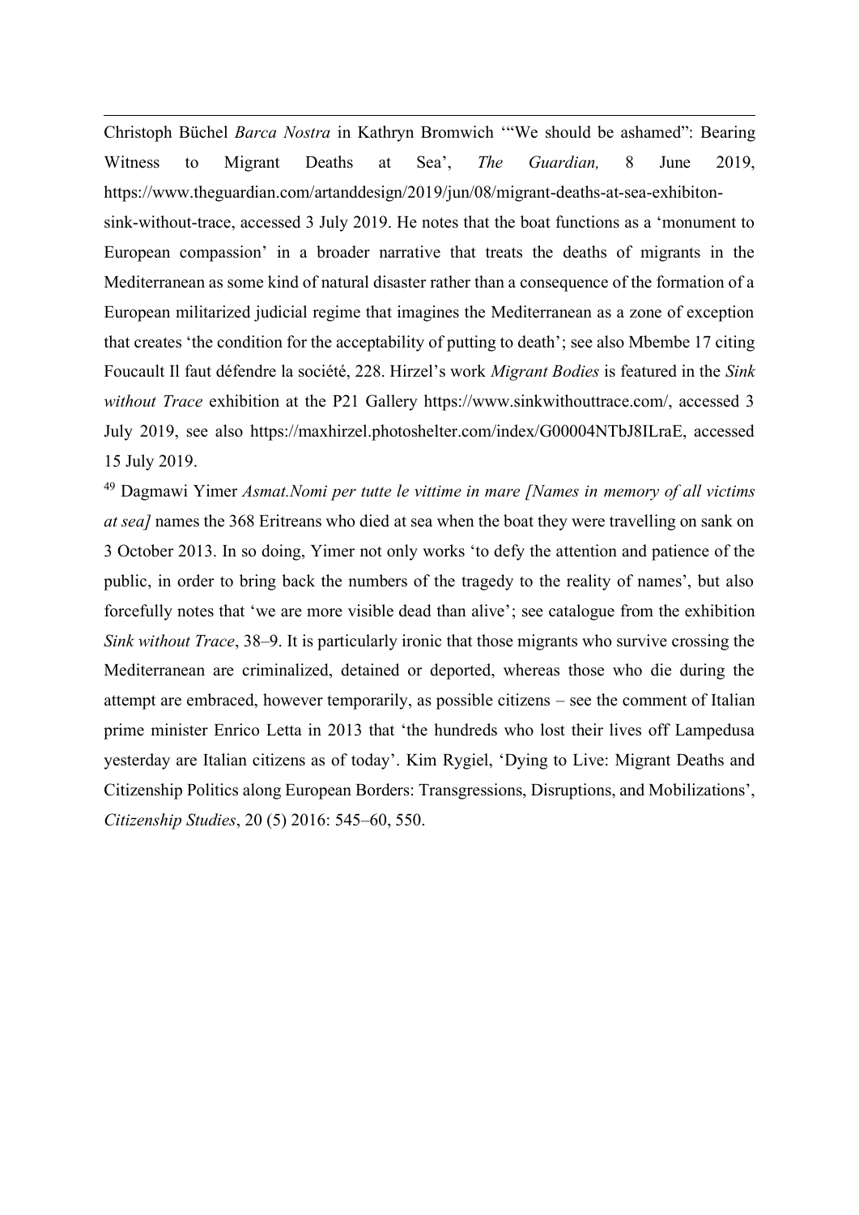Christoph Büchel *Barca Nostra* in Kathryn Bromwich '"We should be ashamed": Bearing Witness to Migrant Deaths at Sea', *The Guardian,* 8 June 2019, https://www.theguardian.com/artanddesign/2019/jun/08/migrant-deaths-at-sea-exhibiton-sink-without-trace, accessed 3 July 2019. He notes that the boat functions as a 'monument to European compassion' in a broader narrative that treats the deaths of migrants in the Mediterranean as some kind of natural disaster rather than a consequence of the formation of a European militarized judicial regime that imagines the Mediterranean as a zone of exception that creates 'the condition for the acceptability of putting to death'; see also Mbembe 17 citing Foucault Il faut défendre la société, 228. Hirzel's work *Migrant Bodies* is featured in the *Sink without Trace* exhibition at the P21 Gallery https://www.sinkwithouttrace.com/, accessed 3 July 2019, see also https://maxhirzel.photoshelter.com/index/G00004NTbJ8ILraE, accessed 15 July 2019.

[49] Dagmawi Yimer *Asmat.Nomi per tutte le vittime in mare [Names in memory of all victims at sea]* names the 368 Eritreans who died at sea when the boat they were travelling on sank on 3 October 2013. In so doing, Yimer not only works 'to defy the attention and patience of the public, in order to bring back the numbers of the tragedy to the reality of names', but also forcefully notes that 'we are more visible dead than alive'; see catalogue from the exhibition *Sink without Trace*, 38–9. It is particularly ironic that those migrants who survive crossing the Mediterranean are criminalized, detained or deported, whereas those who die during the attempt are embraced, however temporarily, as possible citizens – see the comment of Italian prime minister Enrico Letta in 2013 that 'the hundreds who lost their lives off Lampedusa yesterday are Italian citizens as of today'. Kim Rygiel, 'Dying to Live: Migrant Deaths and Citizenship Politics along European Borders: Transgressions, Disruptions, and Mobilizations', *Citizenship Studies*, 20 (5) 2016: 545–60, 550.